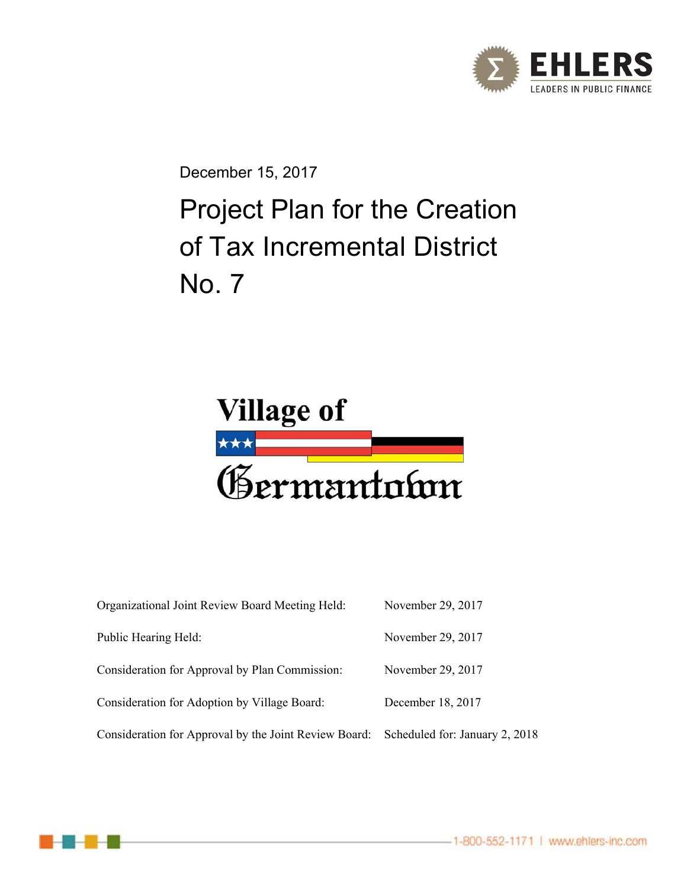EHLERS

LEADERS IN PUBLIC FINANCE

December 15, 2017

# Project Plan for the Creation of Tax Incremental District No. 7

Village of Germantown

| | |
|---|---|
| Organizational Joint Review Board Meeting Held: | November 29, 2017 |
| Public Hearing Held: | November 29, 2017 |
| Consideration for Approval by Plan Commission: | November 29, 2017 |
| Consideration for Adoption by Village Board: | December 18, 2017 |
| Consideration for Approval by the Joint Review Board: | Scheduled for: January 2, 2018 |

1-800-552-1171 | www.ehlers-inc.com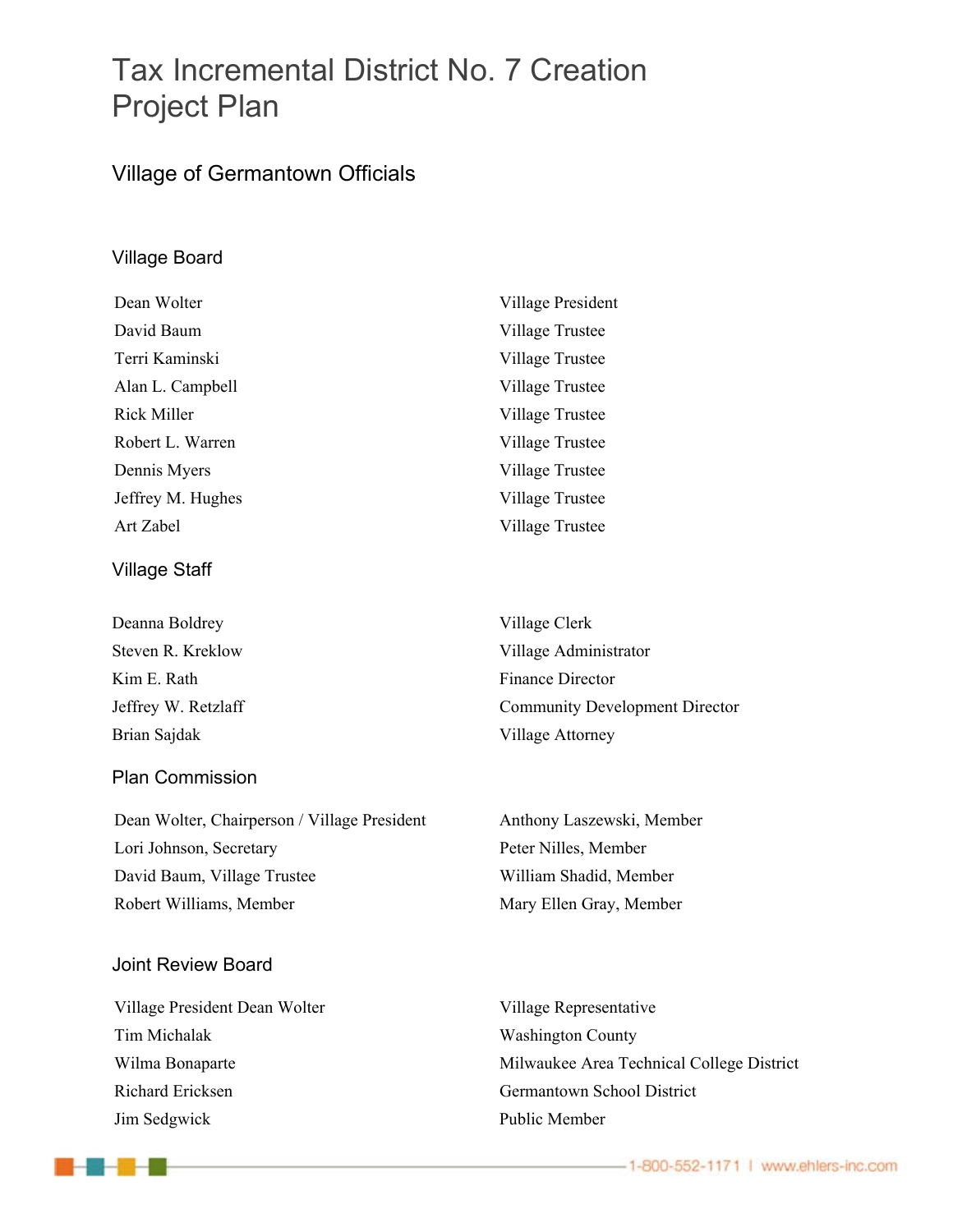# Tax Incremental District No. 7 Creation Project Plan

## Village of Germantown Officials

### Village Board

| | |
|---|---|
| Dean Wolter | Village President |
| David Baum | Village Trustee |
| Terri Kaminski | Village Trustee |
| Alan L. Campbell | Village Trustee |
| Rick Miller | Village Trustee |
| Robert L. Warren | Village Trustee |
| Dennis Myers | Village Trustee |
| Jeffrey M. Hughes | Village Trustee |
| Art Zabel | Village Trustee |

### Village Staff

| | |
|---|---|
| Deanna Boldrey | Village Clerk |
| Steven R. Kreklow | Village Administrator |
| Kim E. Rath | Finance Director |
| Jeffrey W. Retzlaff | Community Development Director |
| Brian Sajdak | Village Attorney |

### Plan Commission

| | |
|---|---|
| Dean Wolter, Chairperson / Village President | Anthony Laszewski, Member |
| Lori Johnson, Secretary | Peter Nilles, Member |
| David Baum, Village Trustee | William Shadid, Member |
| Robert Williams, Member | Mary Ellen Gray, Member |

### Joint Review Board

| | |
|---|---|
| Village President Dean Wolter | Village Representative |
| Tim Michalak | Washington County |
| Wilma Bonaparte | Milwaukee Area Technical College District |
| Richard Ericksen | Germantown School District |
| Jim Sedgwick | Public Member |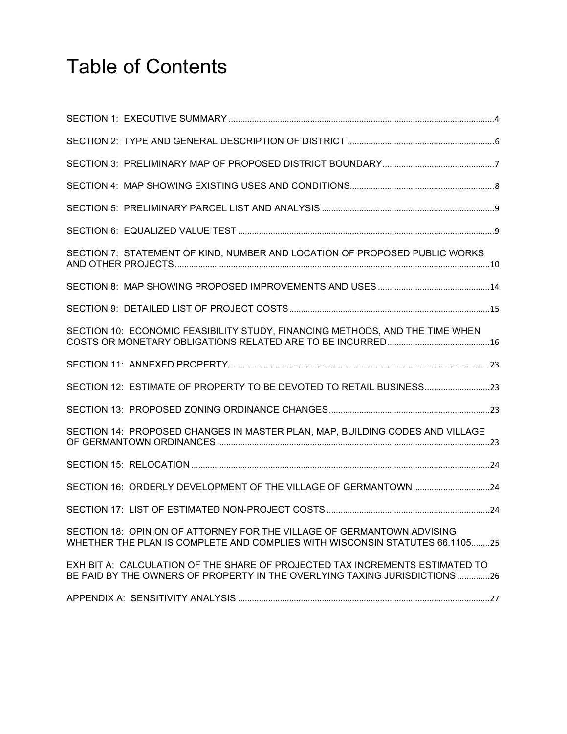# Table of Contents

SECTION 1: EXECUTIVE SUMMARY ....................................................................................................4

SECTION 2: TYPE AND GENERAL DESCRIPTION OF DISTRICT ..........................................................6

SECTION 3: PRELIMINARY MAP OF PROPOSED DISTRICT BOUNDARY ..............................................7

SECTION 4: MAP SHOWING EXISTING USES AND CONDITIONS ........................................................8

SECTION 5: PRELIMINARY PARCEL LIST AND ANALYSIS ....................................................................9

SECTION 6: EQUALIZED VALUE TEST ..................................................................................................9

SECTION 7: STATEMENT OF KIND, NUMBER AND LOCATION OF PROPOSED PUBLIC WORKS AND OTHER PROJECTS ....................................................................................................10

SECTION 8: MAP SHOWING PROPOSED IMPROVEMENTS AND USES ..............................................14

SECTION 9: DETAILED LIST OF PROJECT COSTS ................................................................................15

SECTION 10: ECONOMIC FEASIBILITY STUDY, FINANCING METHODS, AND THE TIME WHEN COSTS OR MONETARY OBLIGATIONS RELATED ARE TO BE INCURRED ..........................................16

SECTION 11: ANNEXED PROPERTY ......................................................................................................23

SECTION 12: ESTIMATE OF PROPERTY TO BE DEVOTED TO RETAIL BUSINESS ..............................23

SECTION 13: PROPOSED ZONING ORDINANCE CHANGES ..................................................................23

SECTION 14: PROPOSED CHANGES IN MASTER PLAN, MAP, BUILDING CODES AND VILLAGE OF GERMANTOWN ORDINANCES ............................................................................................23

SECTION 15: RELOCATION ....................................................................................................................24

SECTION 16: ORDERLY DEVELOPMENT OF THE VILLAGE OF GERMANTOWN ..................................24

SECTION 17: LIST OF ESTIMATED NON-PROJECT COSTS ..................................................................24

SECTION 18: OPINION OF ATTORNEY FOR THE VILLAGE OF GERMANTOWN ADVISING WHETHER THE PLAN IS COMPLETE AND COMPLIES WITH WISCONSIN STATUTES 66.1105 ........25

EXHIBIT A: CALCULATION OF THE SHARE OF PROJECTED TAX INCREMENTS ESTIMATED TO BE PAID BY THE OWNERS OF PROPERTY IN THE OVERLYING TAXING JURISDICTIONS ..............26

APPENDIX A: SENSITIVITY ANALYSIS ..................................................................................................27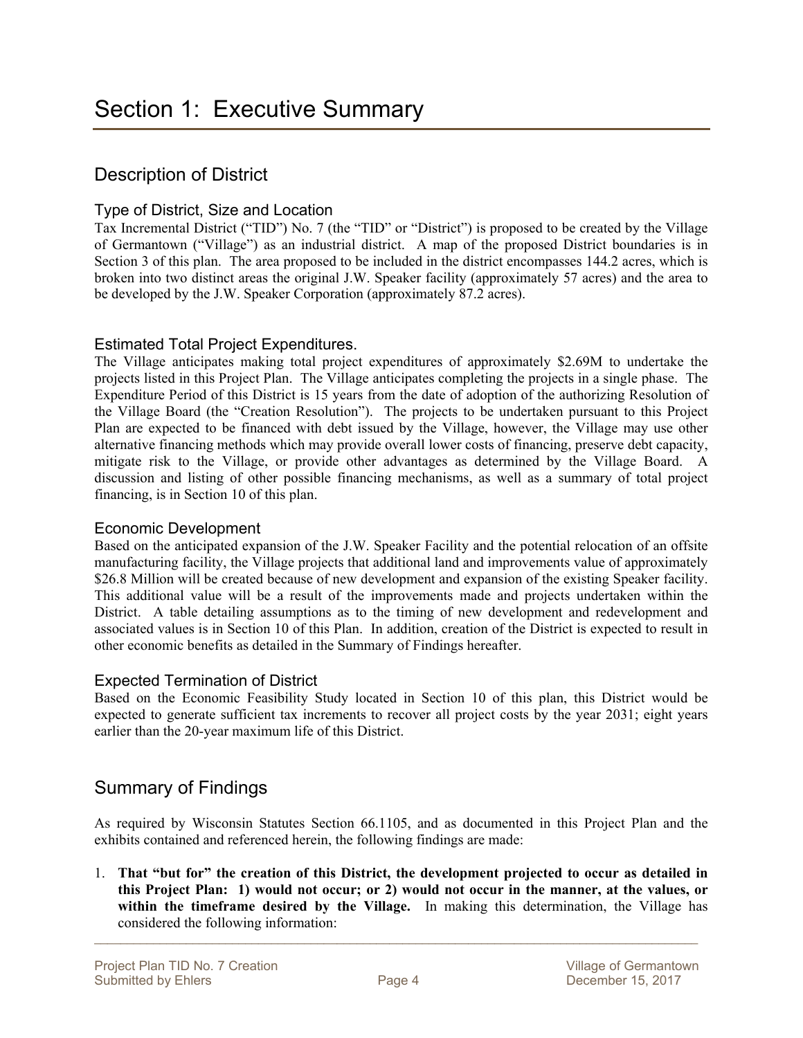# Section 1: Executive Summary

## Description of District

### Type of District, Size and Location

Tax Incremental District ("TID") No. 7 (the "TID" or "District") is proposed to be created by the Village of Germantown ("Village") as an industrial district. A map of the proposed District boundaries is in Section 3 of this plan. The area proposed to be included in the district encompasses 144.2 acres, which is broken into two distinct areas the original J.W. Speaker facility (approximately 57 acres) and the area to be developed by the J.W. Speaker Corporation (approximately 87.2 acres).

### Estimated Total Project Expenditures.

The Village anticipates making total project expenditures of approximately $2.69M to undertake the projects listed in this Project Plan. The Village anticipates completing the projects in a single phase. The Expenditure Period of this District is 15 years from the date of adoption of the authorizing Resolution of the Village Board (the "Creation Resolution"). The projects to be undertaken pursuant to this Project Plan are expected to be financed with debt issued by the Village, however, the Village may use other alternative financing methods which may provide overall lower costs of financing, preserve debt capacity, mitigate risk to the Village, or provide other advantages as determined by the Village Board. A discussion and listing of other possible financing mechanisms, as well as a summary of total project financing, is in Section 10 of this plan.

### Economic Development

Based on the anticipated expansion of the J.W. Speaker Facility and the potential relocation of an offsite manufacturing facility, the Village projects that additional land and improvements value of approximately $26.8 Million will be created because of new development and expansion of the existing Speaker facility. This additional value will be a result of the improvements made and projects undertaken within the District. A table detailing assumptions as to the timing of new development and redevelopment and associated values is in Section 10 of this Plan. In addition, creation of the District is expected to result in other economic benefits as detailed in the Summary of Findings hereafter.

### Expected Termination of District

Based on the Economic Feasibility Study located in Section 10 of this plan, this District would be expected to generate sufficient tax increments to recover all project costs by the year 2031; eight years earlier than the 20-year maximum life of this District.

## Summary of Findings

As required by Wisconsin Statutes Section 66.1105, and as documented in this Project Plan and the exhibits contained and referenced herein, the following findings are made:

1. **That "but for" the creation of this District, the development projected to occur as detailed in this Project Plan: 1) would not occur; or 2) would not occur in the manner, at the values, or within the timeframe desired by the Village.** In making this determination, the Village has considered the following information: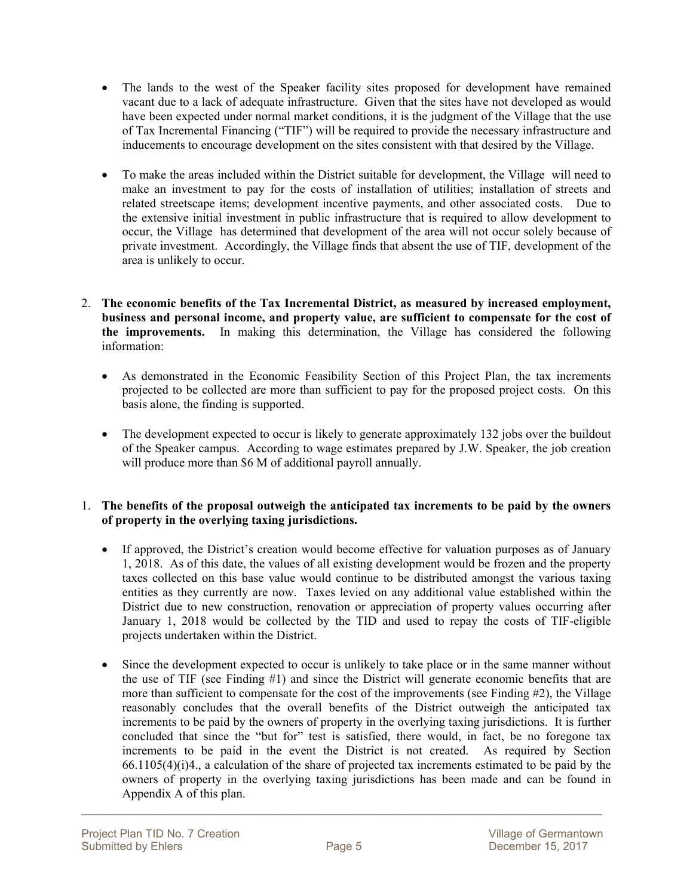- The lands to the west of the Speaker facility sites proposed for development have remained vacant due to a lack of adequate infrastructure. Given that the sites have not developed as would have been expected under normal market conditions, it is the judgment of the Village that the use of Tax Incremental Financing ("TIF") will be required to provide the necessary infrastructure and inducements to encourage development on the sites consistent with that desired by the Village.

- To make the areas included within the District suitable for development, the Village will need to make an investment to pay for the costs of installation of utilities; installation of streets and related streetscape items; development incentive payments, and other associated costs. Due to the extensive initial investment in public infrastructure that is required to allow development to occur, the Village has determined that development of the area will not occur solely because of private investment. Accordingly, the Village finds that absent the use of TIF, development of the area is unlikely to occur.

2. **The economic benefits of the Tax Incremental District, as measured by increased employment, business and personal income, and property value, are sufficient to compensate for the cost of the improvements.** In making this determination, the Village has considered the following information:

   - As demonstrated in the Economic Feasibility Section of this Project Plan, the tax increments projected to be collected are more than sufficient to pay for the proposed project costs. On this basis alone, the finding is supported.

   - The development expected to occur is likely to generate approximately 132 jobs over the buildout of the Speaker campus. According to wage estimates prepared by J.W. Speaker, the job creation will produce more than $6 M of additional payroll annually.

1. **The benefits of the proposal outweigh the anticipated tax increments to be paid by the owners of property in the overlying taxing jurisdictions.**

   - If approved, the District's creation would become effective for valuation purposes as of January 1, 2018. As of this date, the values of all existing development would be frozen and the property taxes collected on this base value would continue to be distributed amongst the various taxing entities as they currently are now. Taxes levied on any additional value established within the District due to new construction, renovation or appreciation of property values occurring after January 1, 2018 would be collected by the TID and used to repay the costs of TIF-eligible projects undertaken within the District.

   - Since the development expected to occur is unlikely to take place or in the same manner without the use of TIF (see Finding #1) and since the District will generate economic benefits that are more than sufficient to compensate for the cost of the improvements (see Finding #2), the Village reasonably concludes that the overall benefits of the District outweigh the anticipated tax increments to be paid by the owners of property in the overlying taxing jurisdictions. It is further concluded that since the "but for" test is satisfied, there would, in fact, be no foregone tax increments to be paid in the event the District is not created. As required by Section 66.1105(4)(i)4., a calculation of the share of projected tax increments estimated to be paid by the owners of property in the overlying taxing jurisdictions has been made and can be found in Appendix A of this plan.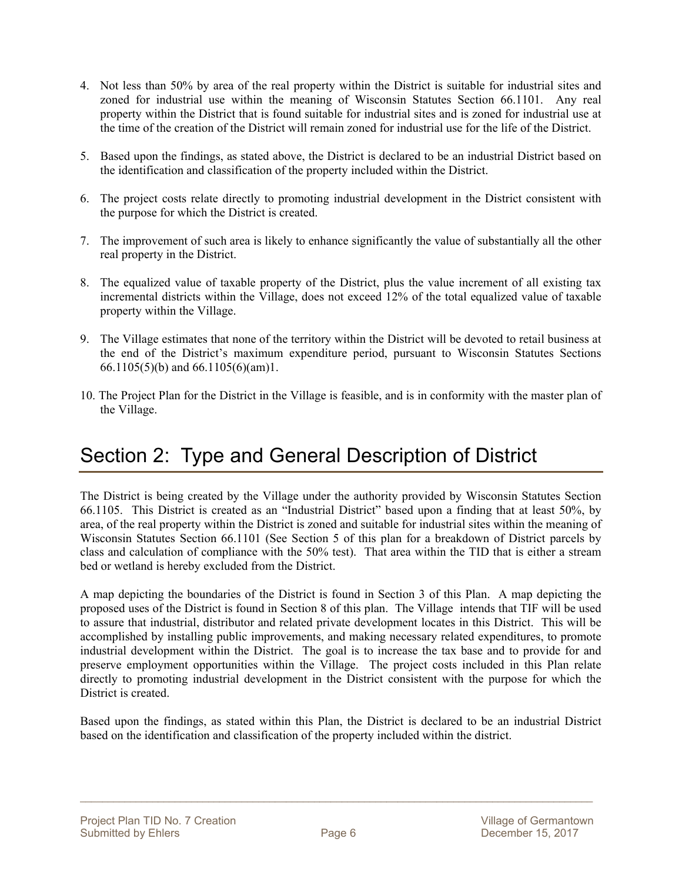4. Not less than 50% by area of the real property within the District is suitable for industrial sites and zoned for industrial use within the meaning of Wisconsin Statutes Section 66.1101. Any real property within the District that is found suitable for industrial sites and is zoned for industrial use at the time of the creation of the District will remain zoned for industrial use for the life of the District.

5. Based upon the findings, as stated above, the District is declared to be an industrial District based on the identification and classification of the property included within the District.

6. The project costs relate directly to promoting industrial development in the District consistent with the purpose for which the District is created.

7. The improvement of such area is likely to enhance significantly the value of substantially all the other real property in the District.

8. The equalized value of taxable property of the District, plus the value increment of all existing tax incremental districts within the Village, does not exceed 12% of the total equalized value of taxable property within the Village.

9. The Village estimates that none of the territory within the District will be devoted to retail business at the end of the District's maximum expenditure period, pursuant to Wisconsin Statutes Sections 66.1105(5)(b) and 66.1105(6)(am)1.

10. The Project Plan for the District in the Village is feasible, and is in conformity with the master plan of the Village.

# Section 2: Type and General Description of District

The District is being created by the Village under the authority provided by Wisconsin Statutes Section 66.1105. This District is created as an "Industrial District" based upon a finding that at least 50%, by area, of the real property within the District is zoned and suitable for industrial sites within the meaning of Wisconsin Statutes Section 66.1101 (See Section 5 of this plan for a breakdown of District parcels by class and calculation of compliance with the 50% test). That area within the TID that is either a stream bed or wetland is hereby excluded from the District.

A map depicting the boundaries of the District is found in Section 3 of this Plan. A map depicting the proposed uses of the District is found in Section 8 of this plan. The Village intends that TIF will be used to assure that industrial, distributor and related private development locates in this District. This will be accomplished by installing public improvements, and making necessary related expenditures, to promote industrial development within the District. The goal is to increase the tax base and to provide for and preserve employment opportunities within the Village. The project costs included in this Plan relate directly to promoting industrial development in the District consistent with the purpose for which the District is created.

Based upon the findings, as stated within this Plan, the District is declared to be an industrial District based on the identification and classification of the property included within the district.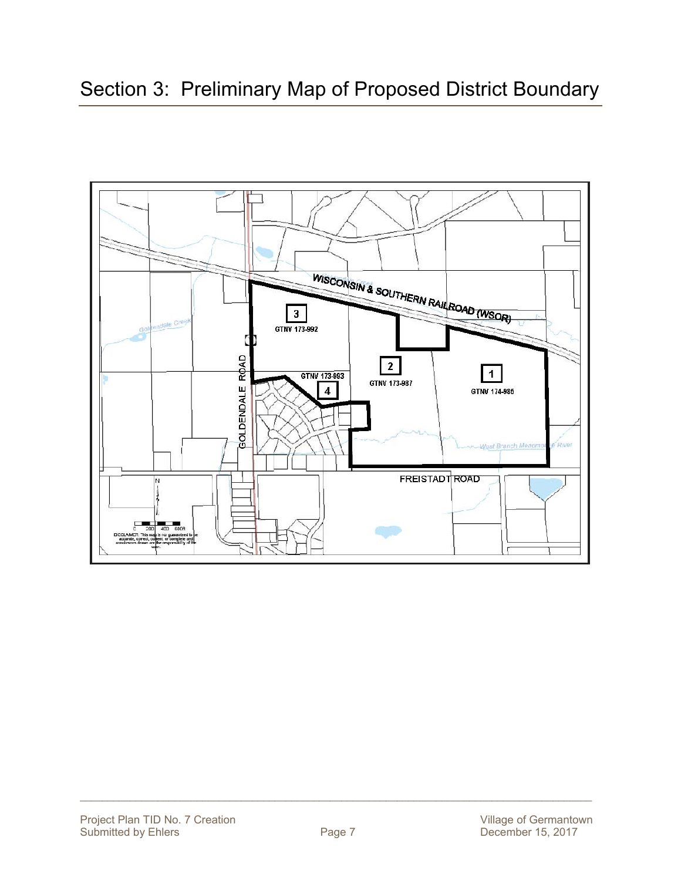# Section 3: Preliminary Map of Proposed District Boundary

WISCONSIN & SOUTHERN RAILROAD (WSOR)

3
GTNV 173-992

2
GTNV 173-987

1
GTNV 174-985

GTNV 173-993
4

GOLDENDALE ROAD

FREISTADT ROAD

Goldendale Creek

West Branch Menomonee River

N

0 200 400 600ft

DISCLAIMER: This map is not guaranteed to be accurate, correct, current, or complete and conclusions drawn are the responsibility of the user.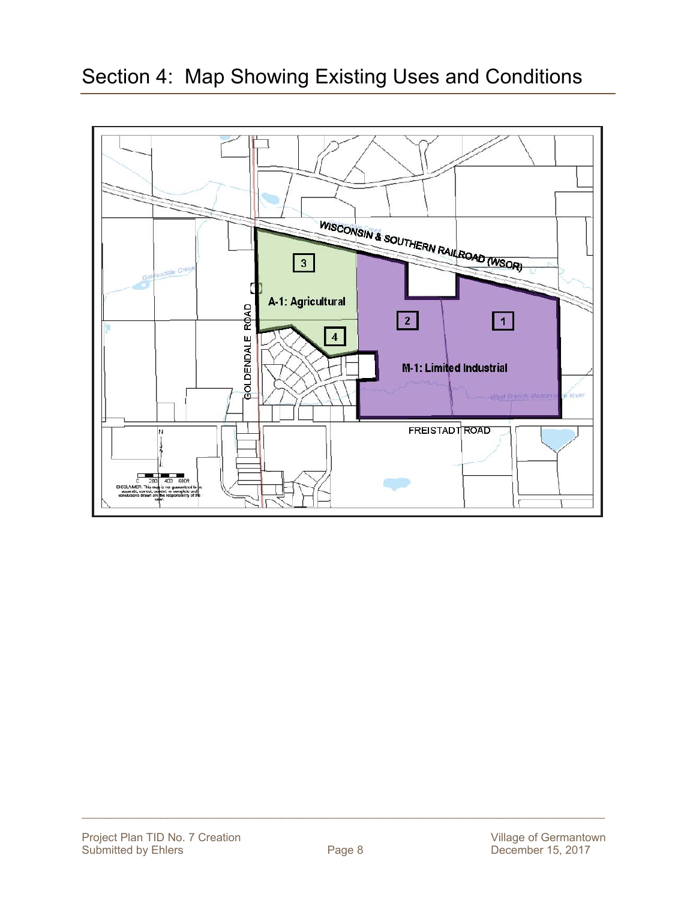# Section 4: Map Showing Existing Uses and Conditions

WISCONSIN & SOUTHERN RAILROAD (WSOR)

3

A-1: Agricultural

4

2

1

M-1: Limited Industrial

GOLDENDALE ROAD

FREISTADT ROAD

West Branch Menomonee River

Goldendale Creek

N

0 200 400 600ft

DISCLAIMER: This map is not guaranteed to be accurate, correct, current, or complete and conclusions drawn are the responsibility of the user.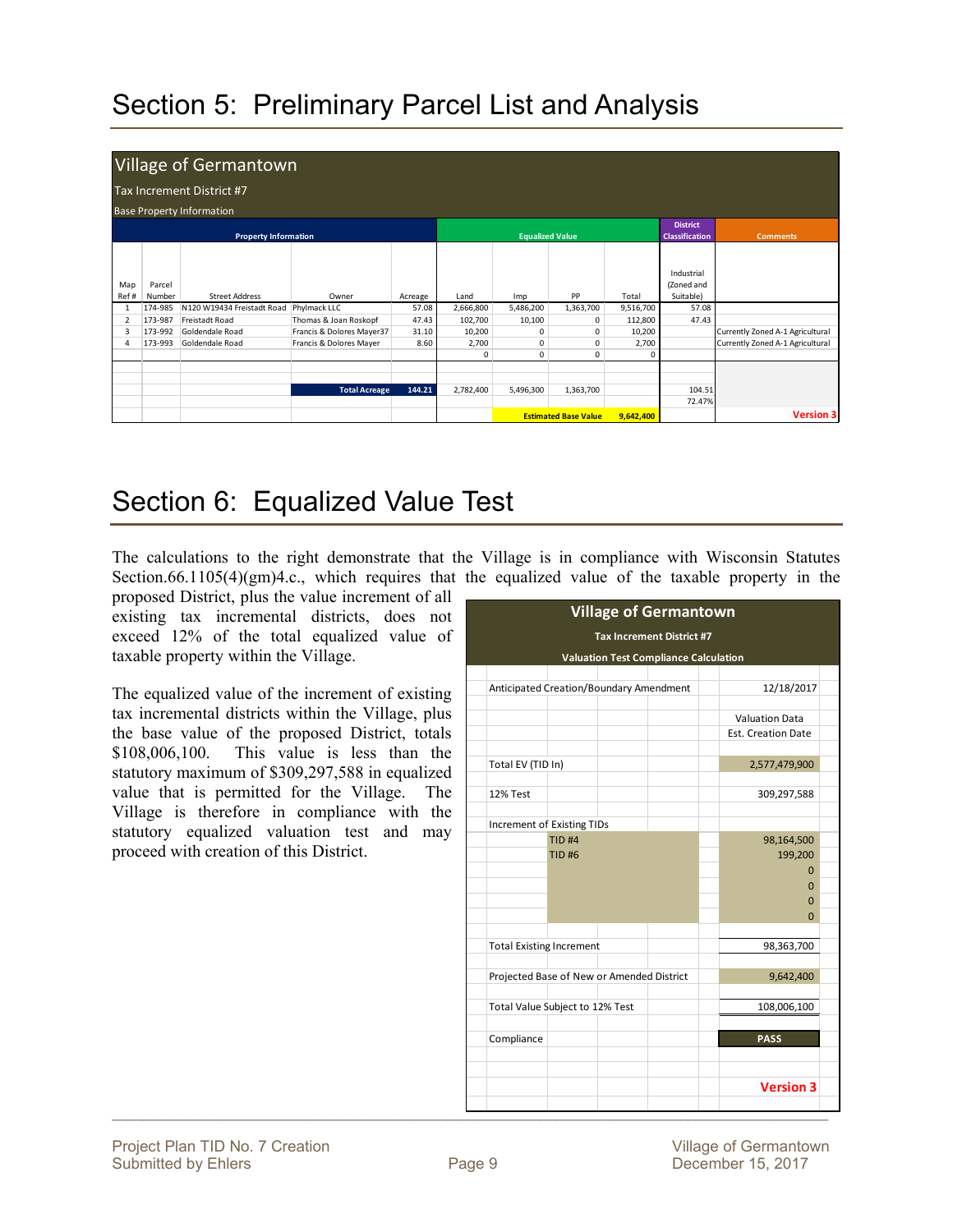# Section 5: Preliminary Parcel List and Analysis

**Village of Germantown**
Tax Increment District #7
Base Property Information

| Property Information | | | | | Equalized Value | | | | District Classification | Comments |
|---|---|---|---|---|---|---|---|---|---|---|
| Map Ref # | Parcel Number | Street Address | Owner | Acreage | Land | Imp | PP | Total | Industrial (Zoned and Suitable) | |
| 1 | 174-985 | N120 W19434 Freistadt Road | Phylmack LLC | 57.08 | 2,666,800 | 5,486,200 | 1,363,700 | 9,516,700 | 57.08 | |
| 2 | 173-987 | Freistadt Road | Thomas & Joan Roskopf | 47.43 | 102,700 | 10,100 | 0 | 112,800 | 47.43 | |
| 3 | 173-992 | Goldendale Road | Francis & Dolores Mayer37 | 31.10 | 10,200 | 0 | 0 | 10,200 | | Currently Zoned A-1 Agricultural |
| 4 | 173-993 | Goldendale Road | Francis & Dolores Mayer | 8.60 | 2,700 | 0 | 0 | 2,700 | | Currently Zoned A-1 Agricultural |
| | | | | | 0 | 0 | 0 | 0 | | |
| | | | **Total Acreage** | **144.21** | 2,782,400 | 5,496,300 | 1,363,700 | | 104.51 | |
| | | | | | | | | | 72.47% | |
| | | | | | | **Estimated Base Value** | | **9,642,400** | | **Version 3** |

# Section 6: Equalized Value Test

The calculations to the right demonstrate that the Village is in compliance with Wisconsin Statutes Section.66.1105(4)(gm)4.c., which requires that the equalized value of the taxable property in the proposed District, plus the value increment of all existing tax incremental districts, does not exceed 12% of the total equalized value of taxable property within the Village.

The equalized value of the increment of existing tax incremental districts within the Village, plus the base value of the proposed District, totals $108,006,100. This value is less than the statutory maximum of $309,297,588 in equalized value that is permitted for the Village. The Village is therefore in compliance with the statutory equalized valuation test and may proceed with creation of this District.

**Village of Germantown**
**Tax Increment District #7**
**Valuation Test Compliance Calculation**

| | |
|---|---|
| Anticipated Creation/Boundary Amendment | 12/18/2017 |
| | Valuation Data Est. Creation Date |
| Total EV (TID In) | 2,577,479,900 |
| 12% Test | 309,297,588 |
| Increment of Existing TIDs | |
| TID #4 | 98,164,500 |
| TID #6 | 199,200 |
| | 0 |
| | 0 |
| | 0 |
| | 0 |
| Total Existing Increment | 98,363,700 |
| Projected Base of New or Amended District | 9,642,400 |
| Total Value Subject to 12% Test | 108,006,100 |
| Compliance | **PASS** |
| | **Version 3** |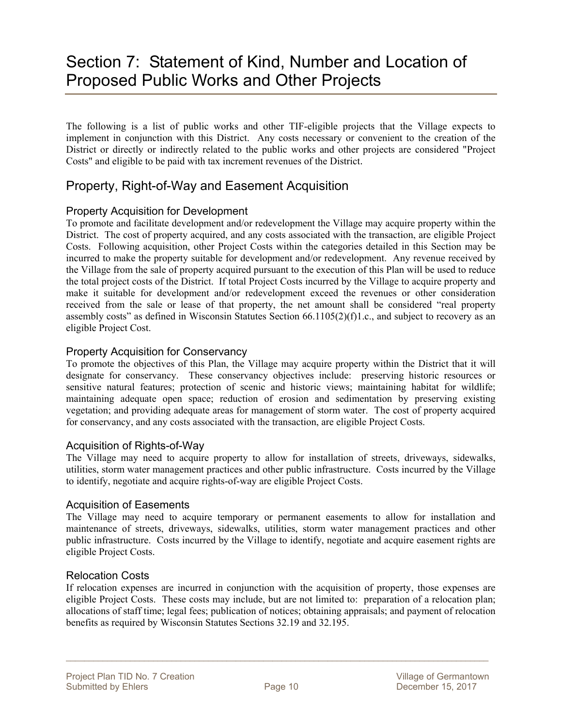# Section 7: Statement of Kind, Number and Location of Proposed Public Works and Other Projects

The following is a list of public works and other TIF-eligible projects that the Village expects to implement in conjunction with this District. Any costs necessary or convenient to the creation of the District or directly or indirectly related to the public works and other projects are considered "Project Costs" and eligible to be paid with tax increment revenues of the District.

## Property, Right-of-Way and Easement Acquisition

### Property Acquisition for Development

To promote and facilitate development and/or redevelopment the Village may acquire property within the District. The cost of property acquired, and any costs associated with the transaction, are eligible Project Costs. Following acquisition, other Project Costs within the categories detailed in this Section may be incurred to make the property suitable for development and/or redevelopment. Any revenue received by the Village from the sale of property acquired pursuant to the execution of this Plan will be used to reduce the total project costs of the District. If total Project Costs incurred by the Village to acquire property and make it suitable for development and/or redevelopment exceed the revenues or other consideration received from the sale or lease of that property, the net amount shall be considered "real property assembly costs" as defined in Wisconsin Statutes Section 66.1105(2)(f)1.c., and subject to recovery as an eligible Project Cost.

### Property Acquisition for Conservancy

To promote the objectives of this Plan, the Village may acquire property within the District that it will designate for conservancy. These conservancy objectives include: preserving historic resources or sensitive natural features; protection of scenic and historic views; maintaining habitat for wildlife; maintaining adequate open space; reduction of erosion and sedimentation by preserving existing vegetation; and providing adequate areas for management of storm water. The cost of property acquired for conservancy, and any costs associated with the transaction, are eligible Project Costs.

### Acquisition of Rights-of-Way

The Village may need to acquire property to allow for installation of streets, driveways, sidewalks, utilities, storm water management practices and other public infrastructure. Costs incurred by the Village to identify, negotiate and acquire rights-of-way are eligible Project Costs.

### Acquisition of Easements

The Village may need to acquire temporary or permanent easements to allow for installation and maintenance of streets, driveways, sidewalks, utilities, storm water management practices and other public infrastructure. Costs incurred by the Village to identify, negotiate and acquire easement rights are eligible Project Costs.

### Relocation Costs

If relocation expenses are incurred in conjunction with the acquisition of property, those expenses are eligible Project Costs. These costs may include, but are not limited to: preparation of a relocation plan; allocations of staff time; legal fees; publication of notices; obtaining appraisals; and payment of relocation benefits as required by Wisconsin Statutes Sections 32.19 and 32.195.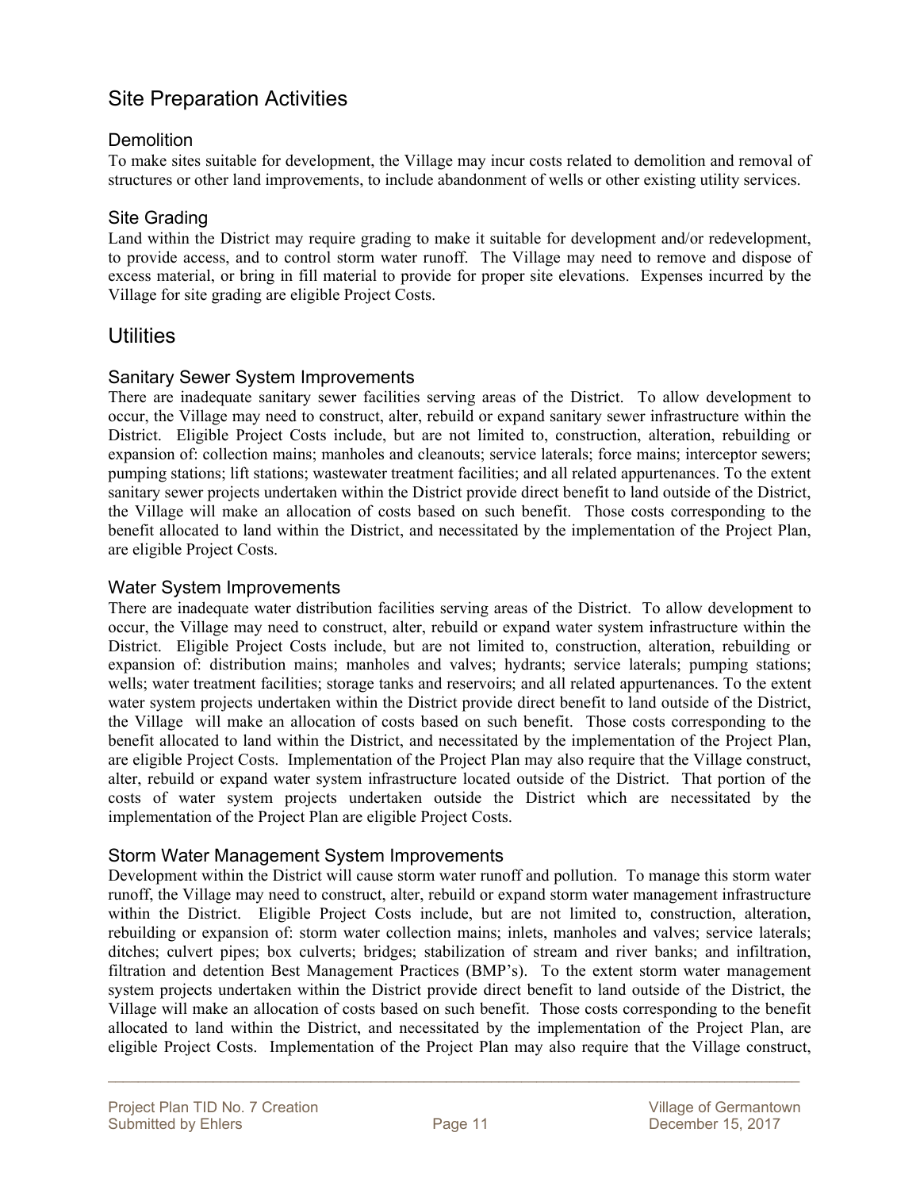## Site Preparation Activities

### Demolition

To make sites suitable for development, the Village may incur costs related to demolition and removal of structures or other land improvements, to include abandonment of wells or other existing utility services.

### Site Grading

Land within the District may require grading to make it suitable for development and/or redevelopment, to provide access, and to control storm water runoff. The Village may need to remove and dispose of excess material, or bring in fill material to provide for proper site elevations. Expenses incurred by the Village for site grading are eligible Project Costs.

## Utilities

### Sanitary Sewer System Improvements

There are inadequate sanitary sewer facilities serving areas of the District. To allow development to occur, the Village may need to construct, alter, rebuild or expand sanitary sewer infrastructure within the District. Eligible Project Costs include, but are not limited to, construction, alteration, rebuilding or expansion of: collection mains; manholes and cleanouts; service laterals; force mains; interceptor sewers; pumping stations; lift stations; wastewater treatment facilities; and all related appurtenances. To the extent sanitary sewer projects undertaken within the District provide direct benefit to land outside of the District, the Village will make an allocation of costs based on such benefit. Those costs corresponding to the benefit allocated to land within the District, and necessitated by the implementation of the Project Plan, are eligible Project Costs.

### Water System Improvements

There are inadequate water distribution facilities serving areas of the District. To allow development to occur, the Village may need to construct, alter, rebuild or expand water system infrastructure within the District. Eligible Project Costs include, but are not limited to, construction, alteration, rebuilding or expansion of: distribution mains; manholes and valves; hydrants; service laterals; pumping stations; wells; water treatment facilities; storage tanks and reservoirs; and all related appurtenances. To the extent water system projects undertaken within the District provide direct benefit to land outside of the District, the Village will make an allocation of costs based on such benefit. Those costs corresponding to the benefit allocated to land within the District, and necessitated by the implementation of the Project Plan, are eligible Project Costs. Implementation of the Project Plan may also require that the Village construct, alter, rebuild or expand water system infrastructure located outside of the District. That portion of the costs of water system projects undertaken outside the District which are necessitated by the implementation of the Project Plan are eligible Project Costs.

### Storm Water Management System Improvements

Development within the District will cause storm water runoff and pollution. To manage this storm water runoff, the Village may need to construct, alter, rebuild or expand storm water management infrastructure within the District. Eligible Project Costs include, but are not limited to, construction, alteration, rebuilding or expansion of: storm water collection mains; inlets, manholes and valves; service laterals; ditches; culvert pipes; box culverts; bridges; stabilization of stream and river banks; and infiltration, filtration and detention Best Management Practices (BMP's). To the extent storm water management system projects undertaken within the District provide direct benefit to land outside of the District, the Village will make an allocation of costs based on such benefit. Those costs corresponding to the benefit allocated to land within the District, and necessitated by the implementation of the Project Plan, are eligible Project Costs. Implementation of the Project Plan may also require that the Village construct,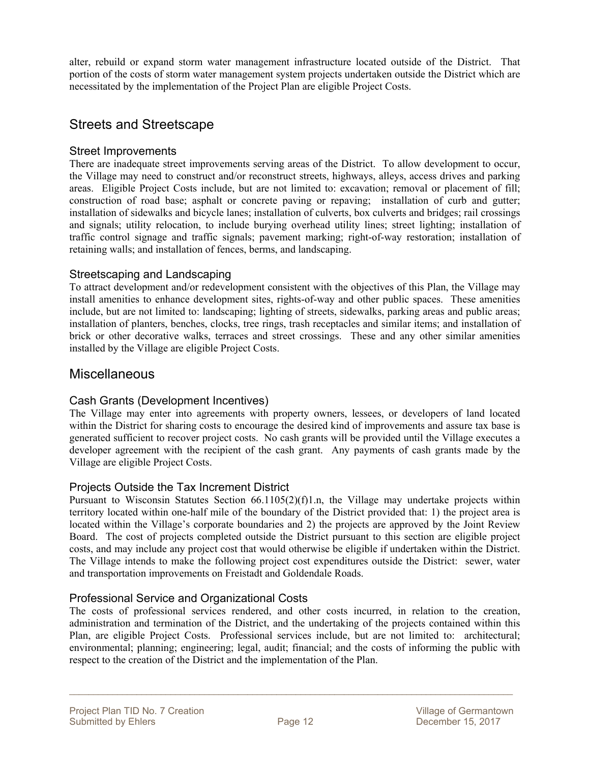alter, rebuild or expand storm water management infrastructure located outside of the District. That portion of the costs of storm water management system projects undertaken outside the District which are necessitated by the implementation of the Project Plan are eligible Project Costs.

## Streets and Streetscape

### Street Improvements

There are inadequate street improvements serving areas of the District. To allow development to occur, the Village may need to construct and/or reconstruct streets, highways, alleys, access drives and parking areas. Eligible Project Costs include, but are not limited to: excavation; removal or placement of fill; construction of road base; asphalt or concrete paving or repaving; installation of curb and gutter; installation of sidewalks and bicycle lanes; installation of culverts, box culverts and bridges; rail crossings and signals; utility relocation, to include burying overhead utility lines; street lighting; installation of traffic control signage and traffic signals; pavement marking; right-of-way restoration; installation of retaining walls; and installation of fences, berms, and landscaping.

### Streetscaping and Landscaping

To attract development and/or redevelopment consistent with the objectives of this Plan, the Village may install amenities to enhance development sites, rights-of-way and other public spaces. These amenities include, but are not limited to: landscaping; lighting of streets, sidewalks, parking areas and public areas; installation of planters, benches, clocks, tree rings, trash receptacles and similar items; and installation of brick or other decorative walks, terraces and street crossings. These and any other similar amenities installed by the Village are eligible Project Costs.

## Miscellaneous

### Cash Grants (Development Incentives)

The Village may enter into agreements with property owners, lessees, or developers of land located within the District for sharing costs to encourage the desired kind of improvements and assure tax base is generated sufficient to recover project costs. No cash grants will be provided until the Village executes a developer agreement with the recipient of the cash grant. Any payments of cash grants made by the Village are eligible Project Costs.

### Projects Outside the Tax Increment District

Pursuant to Wisconsin Statutes Section 66.1105(2)(f)1.n, the Village may undertake projects within territory located within one-half mile of the boundary of the District provided that: 1) the project area is located within the Village's corporate boundaries and 2) the projects are approved by the Joint Review Board. The cost of projects completed outside the District pursuant to this section are eligible project costs, and may include any project cost that would otherwise be eligible if undertaken within the District. The Village intends to make the following project cost expenditures outside the District: sewer, water and transportation improvements on Freistadt and Goldendale Roads.

### Professional Service and Organizational Costs

The costs of professional services rendered, and other costs incurred, in relation to the creation, administration and termination of the District, and the undertaking of the projects contained within this Plan, are eligible Project Costs. Professional services include, but are not limited to: architectural; environmental; planning; engineering; legal, audit; financial; and the costs of informing the public with respect to the creation of the District and the implementation of the Plan.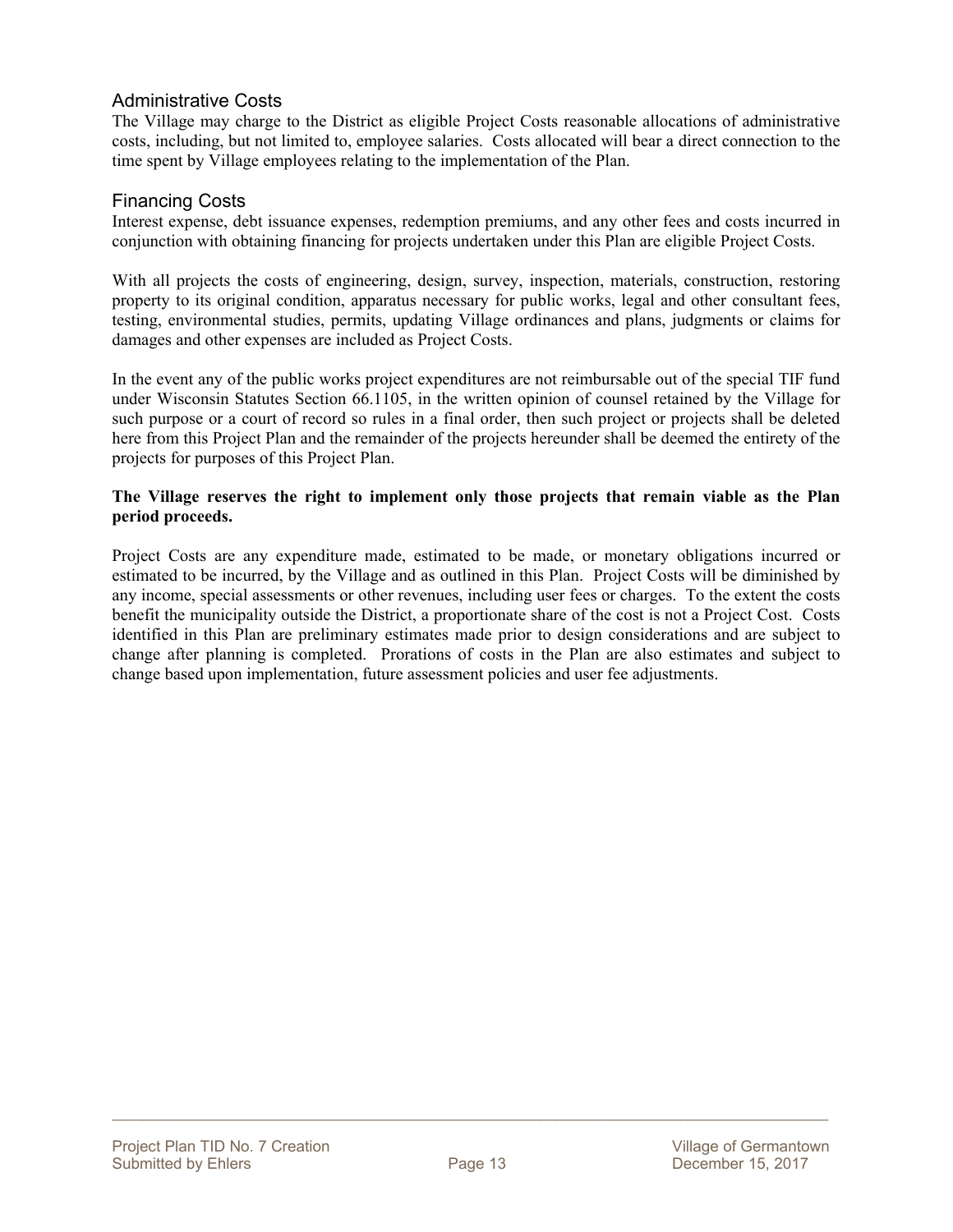### Administrative Costs

The Village may charge to the District as eligible Project Costs reasonable allocations of administrative costs, including, but not limited to, employee salaries. Costs allocated will bear a direct connection to the time spent by Village employees relating to the implementation of the Plan.

### Financing Costs

Interest expense, debt issuance expenses, redemption premiums, and any other fees and costs incurred in conjunction with obtaining financing for projects undertaken under this Plan are eligible Project Costs.

With all projects the costs of engineering, design, survey, inspection, materials, construction, restoring property to its original condition, apparatus necessary for public works, legal and other consultant fees, testing, environmental studies, permits, updating Village ordinances and plans, judgments or claims for damages and other expenses are included as Project Costs.

In the event any of the public works project expenditures are not reimbursable out of the special TIF fund under Wisconsin Statutes Section 66.1105, in the written opinion of counsel retained by the Village for such purpose or a court of record so rules in a final order, then such project or projects shall be deleted here from this Project Plan and the remainder of the projects hereunder shall be deemed the entirety of the projects for purposes of this Project Plan.

**The Village reserves the right to implement only those projects that remain viable as the Plan period proceeds.**

Project Costs are any expenditure made, estimated to be made, or monetary obligations incurred or estimated to be incurred, by the Village and as outlined in this Plan. Project Costs will be diminished by any income, special assessments or other revenues, including user fees or charges. To the extent the costs benefit the municipality outside the District, a proportionate share of the cost is not a Project Cost. Costs identified in this Plan are preliminary estimates made prior to design considerations and are subject to change after planning is completed. Prorations of costs in the Plan are also estimates and subject to change based upon implementation, future assessment policies and user fee adjustments.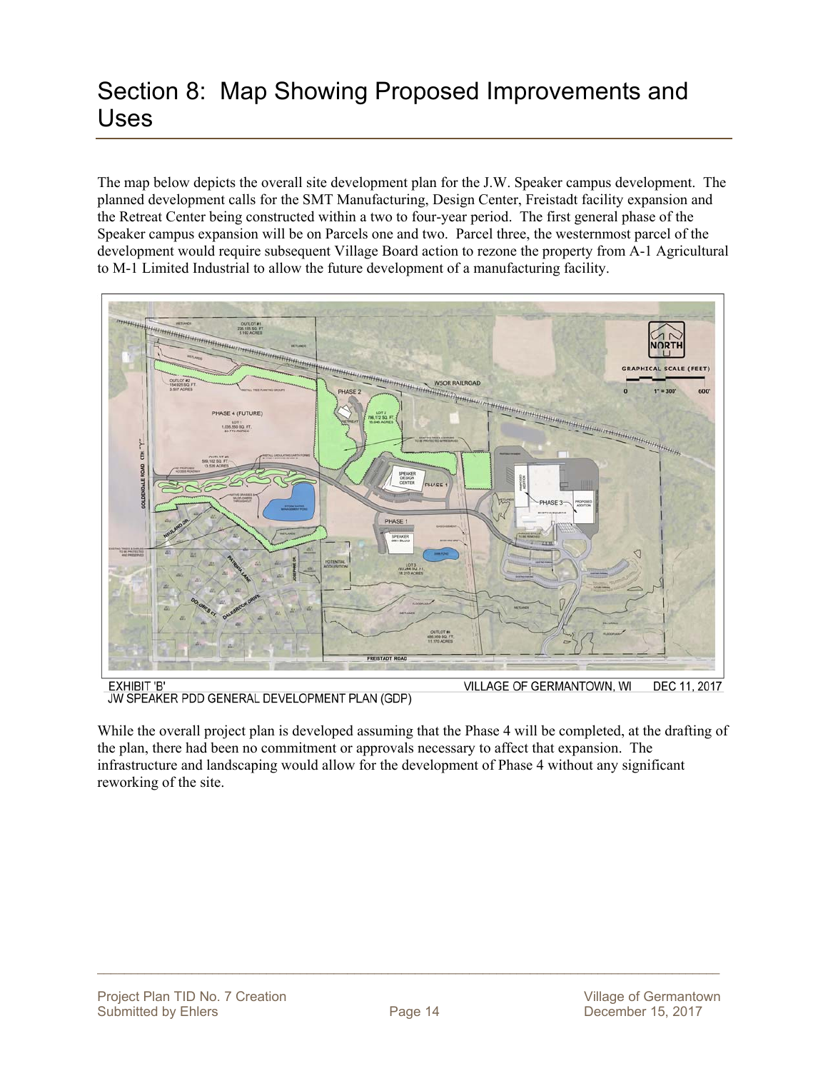# Section 8: Map Showing Proposed Improvements and Uses

The map below depicts the overall site development plan for the J.W. Speaker campus development. The planned development calls for the SMT Manufacturing, Design Center, Freistadt facility expansion and the Retreat Center being constructed within a two to four-year period. The first general phase of the Speaker campus expansion will be on Parcels one and two. Parcel three, the westernmost parcel of the development would require subsequent Village Board action to rezone the property from A-1 Agricultural to M-1 Limited Industrial to allow the future development of a manufacturing facility.

EXHIBIT 'B' VILLAGE OF GERMANTOWN, WI DEC 11, 2017
JW SPEAKER PDD GENERAL DEVELOPMENT PLAN (GDP)

While the overall project plan is developed assuming that the Phase 4 will be completed, at the drafting of the plan, there had been no commitment or approvals necessary to affect that expansion. The infrastructure and landscaping would allow for the development of Phase 4 without any significant reworking of the site.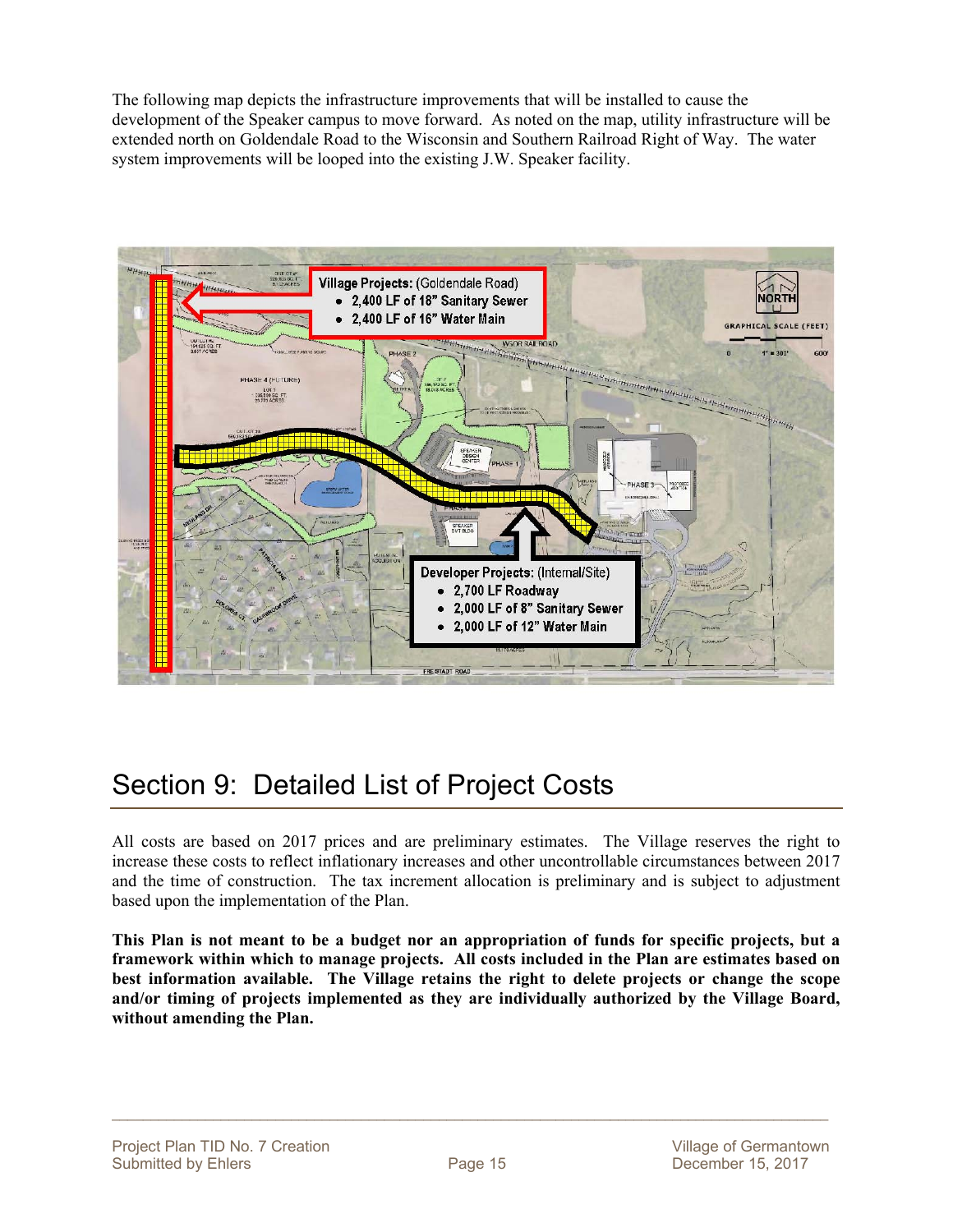The following map depicts the infrastructure improvements that will be installed to cause the development of the Speaker campus to move forward. As noted on the map, utility infrastructure will be extended north on Goldendale Road to the Wisconsin and Southern Railroad Right of Way. The water system improvements will be looped into the existing J.W. Speaker facility.

**Village Projects:** (Goldendale Road)
- 2,400 LF of 18" Sanitary Sewer
- 2,400 LF of 16" Water Main

**Developer Projects:** (Internal/Site)
- 2,700 LF Roadway
- 2,000 LF of 8" Sanitary Sewer
- 2,000 LF of 12" Water Main

# Section 9: Detailed List of Project Costs

All costs are based on 2017 prices and are preliminary estimates. The Village reserves the right to increase these costs to reflect inflationary increases and other uncontrollable circumstances between 2017 and the time of construction. The tax increment allocation is preliminary and is subject to adjustment based upon the implementation of the Plan.

**This Plan is not meant to be a budget nor an appropriation of funds for specific projects, but a framework within which to manage projects. All costs included in the Plan are estimates based on best information available. The Village retains the right to delete projects or change the scope and/or timing of projects implemented as they are individually authorized by the Village Board, without amending the Plan.**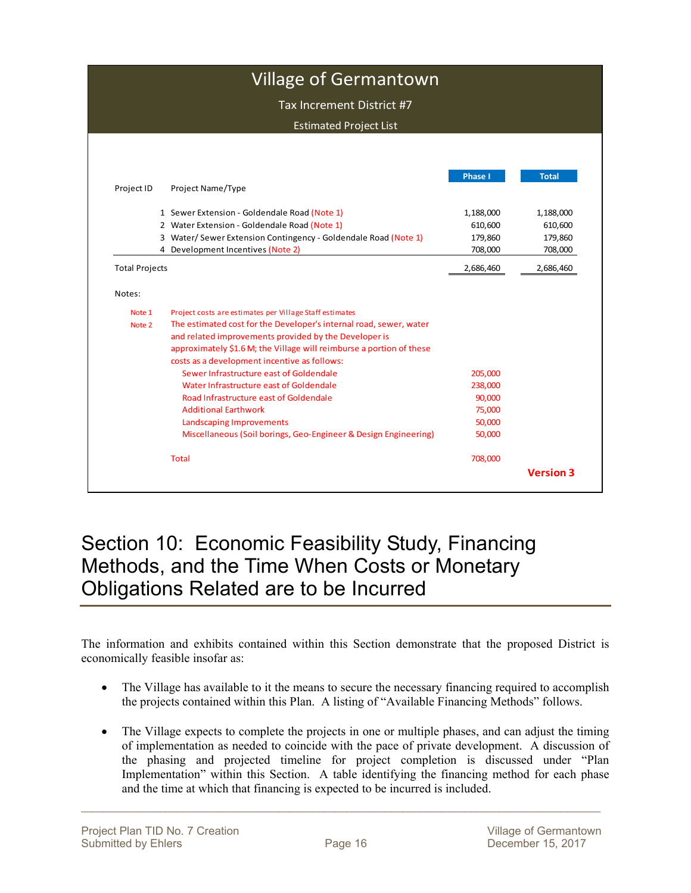## Village of Germantown

### Tax Increment District #7

### Estimated Project List

| Project ID | Project Name/Type | Phase I | Total |
|---|---|---|---|
| 1 | Sewer Extension - Goldendale Road (Note 1) | 1,188,000 | 1,188,000 |
| 2 | Water Extension - Goldendale Road (Note 1) | 610,600 | 610,600 |
| 3 | Water/ Sewer Extension Contingency - Goldendale Road (Note 1) | 179,860 | 179,860 |
| 4 | Development Incentives (Note 2) | 708,000 | 708,000 |
| Total Projects | | 2,686,460 | 2,686,460 |

Notes:

Note 1 Project costs are estimates per Village Staff estimates

Note 2 The estimated cost for the Developer's internal road, sewer, water and related improvements provided by the Developer is approximately $1.6 M; the Village will reimburse a portion of these costs as a development incentive as follows:

| Item | Amount |
|---|---|
| Sewer Infrastructure east of Goldendale | 205,000 |
| Water Infrastructure east of Goldendale | 238,000 |
| Road Infrastructure east of Goldendale | 90,000 |
| Additional Earthwork | 75,000 |
| Landscaping Improvements | 50,000 |
| Miscellaneous (Soil borings, Geo-Engineer & Design Engineering) | 50,000 |
| Total | 708,000 |

**Version 3**

# Section 10: Economic Feasibility Study, Financing Methods, and the Time When Costs or Monetary Obligations Related are to be Incurred

The information and exhibits contained within this Section demonstrate that the proposed District is economically feasible insofar as:

- The Village has available to it the means to secure the necessary financing required to accomplish the projects contained within this Plan. A listing of "Available Financing Methods" follows.
- The Village expects to complete the projects in one or multiple phases, and can adjust the timing of implementation as needed to coincide with the pace of private development. A discussion of the phasing and projected timeline for project completion is discussed under "Plan Implementation" within this Section. A table identifying the financing method for each phase and the time at which that financing is expected to be incurred is included.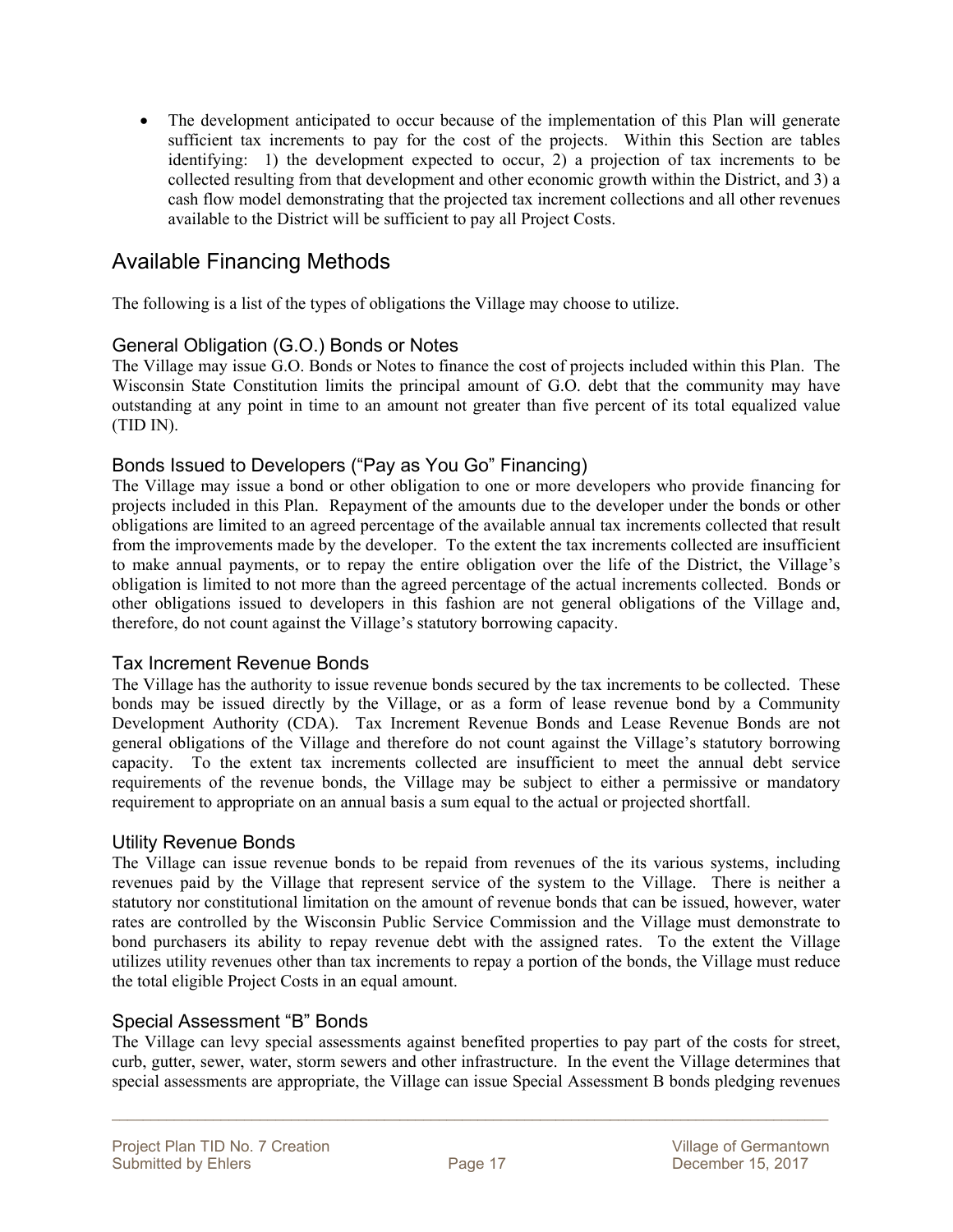- The development anticipated to occur because of the implementation of this Plan will generate sufficient tax increments to pay for the cost of the projects. Within this Section are tables identifying: 1) the development expected to occur, 2) a projection of tax increments to be collected resulting from that development and other economic growth within the District, and 3) a cash flow model demonstrating that the projected tax increment collections and all other revenues available to the District will be sufficient to pay all Project Costs.

## Available Financing Methods

The following is a list of the types of obligations the Village may choose to utilize.

### General Obligation (G.O.) Bonds or Notes

The Village may issue G.O. Bonds or Notes to finance the cost of projects included within this Plan. The Wisconsin State Constitution limits the principal amount of G.O. debt that the community may have outstanding at any point in time to an amount not greater than five percent of its total equalized value (TID IN).

### Bonds Issued to Developers ("Pay as You Go" Financing)

The Village may issue a bond or other obligation to one or more developers who provide financing for projects included in this Plan. Repayment of the amounts due to the developer under the bonds or other obligations are limited to an agreed percentage of the available annual tax increments collected that result from the improvements made by the developer. To the extent the tax increments collected are insufficient to make annual payments, or to repay the entire obligation over the life of the District, the Village's obligation is limited to not more than the agreed percentage of the actual increments collected. Bonds or other obligations issued to developers in this fashion are not general obligations of the Village and, therefore, do not count against the Village's statutory borrowing capacity.

### Tax Increment Revenue Bonds

The Village has the authority to issue revenue bonds secured by the tax increments to be collected. These bonds may be issued directly by the Village, or as a form of lease revenue bond by a Community Development Authority (CDA). Tax Increment Revenue Bonds and Lease Revenue Bonds are not general obligations of the Village and therefore do not count against the Village's statutory borrowing capacity. To the extent tax increments collected are insufficient to meet the annual debt service requirements of the revenue bonds, the Village may be subject to either a permissive or mandatory requirement to appropriate on an annual basis a sum equal to the actual or projected shortfall.

### Utility Revenue Bonds

The Village can issue revenue bonds to be repaid from revenues of the its various systems, including revenues paid by the Village that represent service of the system to the Village. There is neither a statutory nor constitutional limitation on the amount of revenue bonds that can be issued, however, water rates are controlled by the Wisconsin Public Service Commission and the Village must demonstrate to bond purchasers its ability to repay revenue debt with the assigned rates. To the extent the Village utilizes utility revenues other than tax increments to repay a portion of the bonds, the Village must reduce the total eligible Project Costs in an equal amount.

### Special Assessment "B" Bonds

The Village can levy special assessments against benefited properties to pay part of the costs for street, curb, gutter, sewer, water, storm sewers and other infrastructure. In the event the Village determines that special assessments are appropriate, the Village can issue Special Assessment B bonds pledging revenues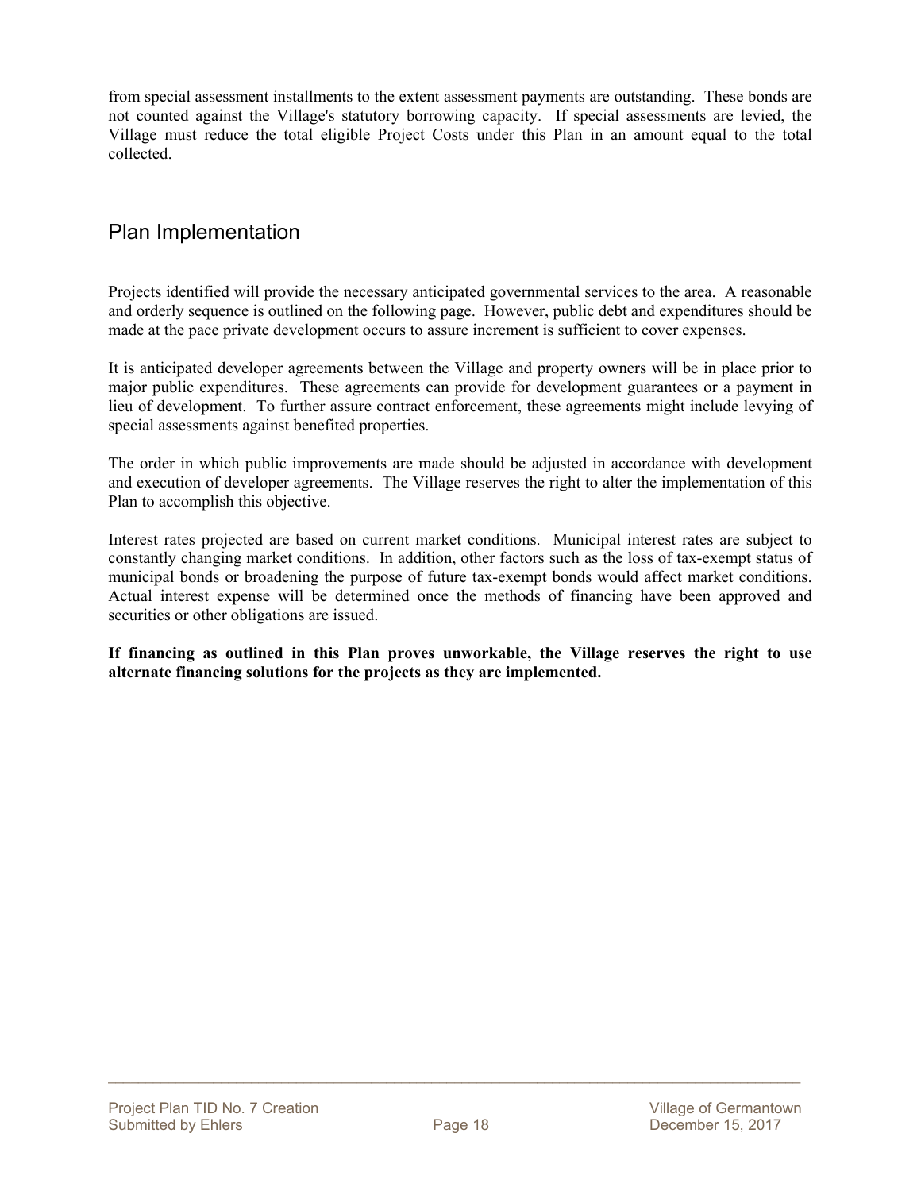from special assessment installments to the extent assessment payments are outstanding. These bonds are not counted against the Village's statutory borrowing capacity. If special assessments are levied, the Village must reduce the total eligible Project Costs under this Plan in an amount equal to the total collected.

## Plan Implementation

Projects identified will provide the necessary anticipated governmental services to the area. A reasonable and orderly sequence is outlined on the following page. However, public debt and expenditures should be made at the pace private development occurs to assure increment is sufficient to cover expenses.

It is anticipated developer agreements between the Village and property owners will be in place prior to major public expenditures. These agreements can provide for development guarantees or a payment in lieu of development. To further assure contract enforcement, these agreements might include levying of special assessments against benefited properties.

The order in which public improvements are made should be adjusted in accordance with development and execution of developer agreements. The Village reserves the right to alter the implementation of this Plan to accomplish this objective.

Interest rates projected are based on current market conditions. Municipal interest rates are subject to constantly changing market conditions. In addition, other factors such as the loss of tax-exempt status of municipal bonds or broadening the purpose of future tax-exempt bonds would affect market conditions. Actual interest expense will be determined once the methods of financing have been approved and securities or other obligations are issued.

**If financing as outlined in this Plan proves unworkable, the Village reserves the right to use alternate financing solutions for the projects as they are implemented.**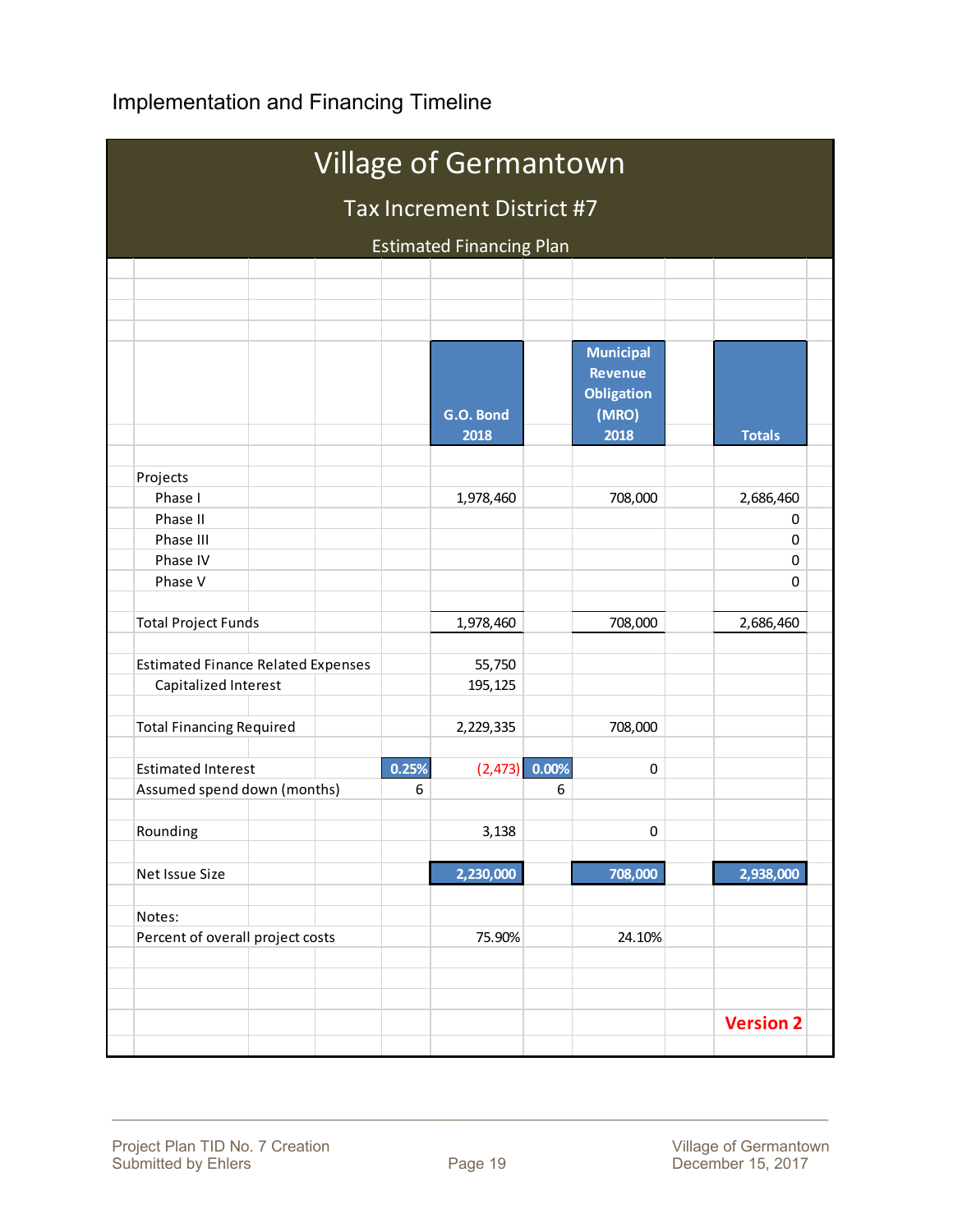## Implementation and Financing Timeline

# Village of Germantown

## Tax Increment District #7

### Estimated Financing Plan

| | | G.O. Bond 2018 | | Municipal Revenue Obligation (MRO) 2018 | Totals |
|---|---|---|---|---|---|
| **Projects** | | | | | |
| Phase I | | 1,978,460 | | 708,000 | 2,686,460 |
| Phase II | | | | | 0 |
| Phase III | | | | | 0 |
| Phase IV | | | | | 0 |
| Phase V | | | | | 0 |
| Total Project Funds | | 1,978,460 | | 708,000 | 2,686,460 |
| Estimated Finance Related Expenses | | 55,750 | | | |
| Capitalized Interest | | 195,125 | | | |
| Total Financing Required | | 2,229,335 | | 708,000 | |
| Estimated Interest | 0.25% | (2,473) | 0.00% | 0 | |
| Assumed spend down (months) | 6 | | 6 | | |
| Rounding | | 3,138 | | 0 | |
| Net Issue Size | | 2,230,000 | | 708,000 | 2,938,000 |
| Notes: | | | | | |
| Percent of overall project costs | | 75.90% | | 24.10% | |

**Version 2**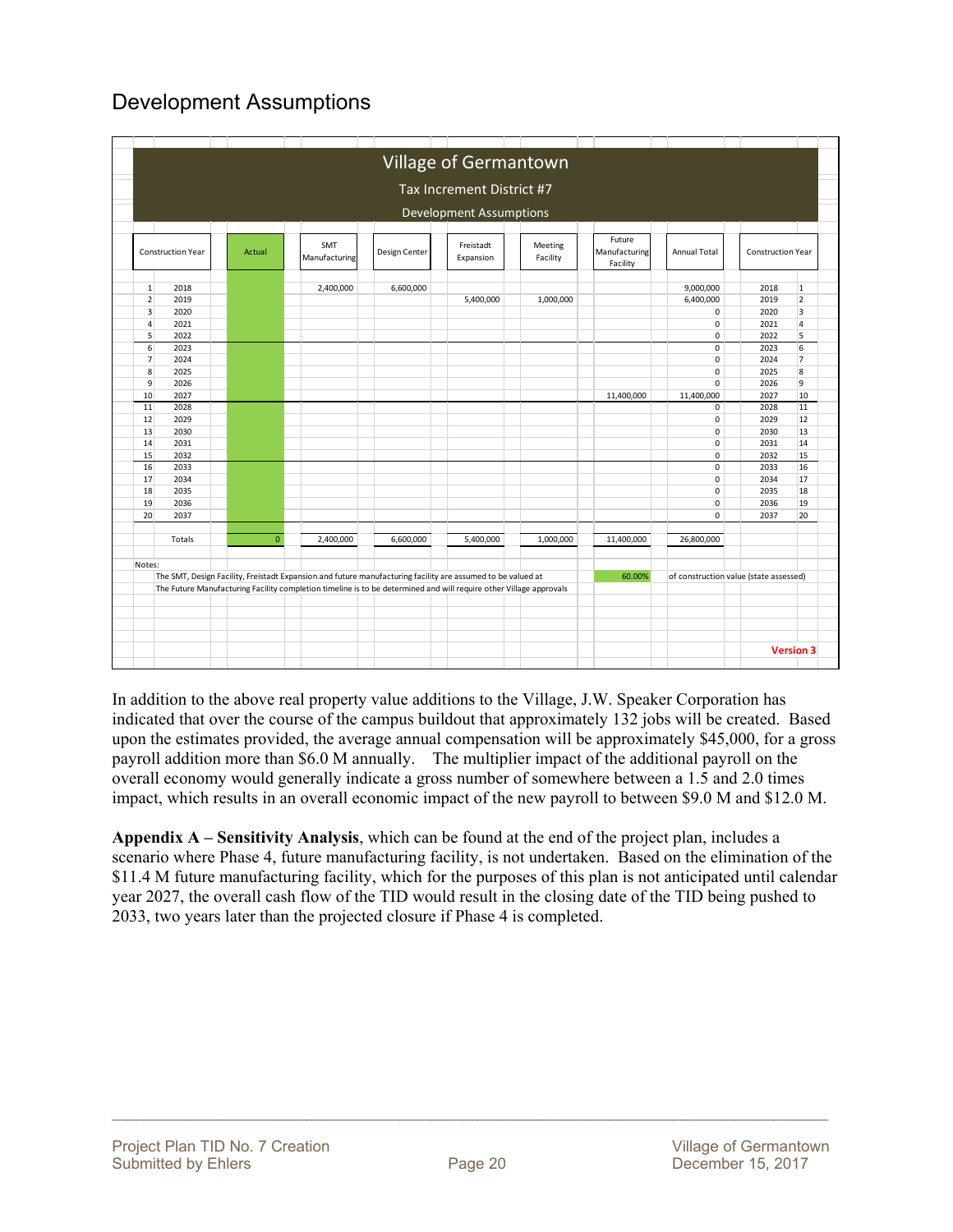## Development Assumptions

**Village of Germantown**
**Tax Increment District #7**
**Development Assumptions**

| | Construction Year | Actual | SMT Manufacturing | Design Center | Freistadt Expansion | Meeting Facility | Future Manufacturing Facility | Annual Total | Construction Year | |
|---|---|---|---|---|---|---|---|---|---|---|
| 1 | 2018 | | 2,400,000 | 6,600,000 | | | | 9,000,000 | 2018 | 1 |
| 2 | 2019 | | | | 5,400,000 | 1,000,000 | | 6,400,000 | 2019 | 2 |
| 3 | 2020 | | | | | | | 0 | 2020 | 3 |
| 4 | 2021 | | | | | | | 0 | 2021 | 4 |
| 5 | 2022 | | | | | | | 0 | 2022 | 5 |
| 6 | 2023 | | | | | | | 0 | 2023 | 6 |
| 7 | 2024 | | | | | | | 0 | 2024 | 7 |
| 8 | 2025 | | | | | | | 0 | 2025 | 8 |
| 9 | 2026 | | | | | | | 0 | 2026 | 9 |
| 10 | 2027 | | | | | | 11,400,000 | 11,400,000 | 2027 | 10 |
| 11 | 2028 | | | | | | | 0 | 2028 | 11 |
| 12 | 2029 | | | | | | | 0 | 2029 | 12 |
| 13 | 2030 | | | | | | | 0 | 2030 | 13 |
| 14 | 2031 | | | | | | | 0 | 2031 | 14 |
| 15 | 2032 | | | | | | | 0 | 2032 | 15 |
| 16 | 2033 | | | | | | | 0 | 2033 | 16 |
| 17 | 2034 | | | | | | | 0 | 2034 | 17 |
| 18 | 2035 | | | | | | | 0 | 2035 | 18 |
| 19 | 2036 | | | | | | | 0 | 2036 | 19 |
| 20 | 2037 | | | | | | | 0 | 2037 | 20 |
| | Totals | 0 | 2,400,000 | 6,600,000 | 5,400,000 | 1,000,000 | 11,400,000 | 26,800,000 | | |

Notes:

The SMT, Design Facility, Freistadt Expansion and future manufacturing facility are assumed to be valued at 60.00% of construction value (state assessed)

The Future Manufacturing Facility completion timeline is to be determined and will require other Village approvals

Version 3

In addition to the above real property value additions to the Village, J.W. Speaker Corporation has indicated that over the course of the campus buildout that approximately 132 jobs will be created. Based upon the estimates provided, the average annual compensation will be approximately $45,000, for a gross payroll addition more than $6.0 M annually. The multiplier impact of the additional payroll on the overall economy would generally indicate a gross number of somewhere between a 1.5 and 2.0 times impact, which results in an overall economic impact of the new payroll to between $9.0 M and $12.0 M.

**Appendix A – Sensitivity Analysis**, which can be found at the end of the project plan, includes a scenario where Phase 4, future manufacturing facility, is not undertaken. Based on the elimination of the $11.4 M future manufacturing facility, which for the purposes of this plan is not anticipated until calendar year 2027, the overall cash flow of the TID would result in the closing date of the TID being pushed to 2033, two years later than the projected closure if Phase 4 is completed.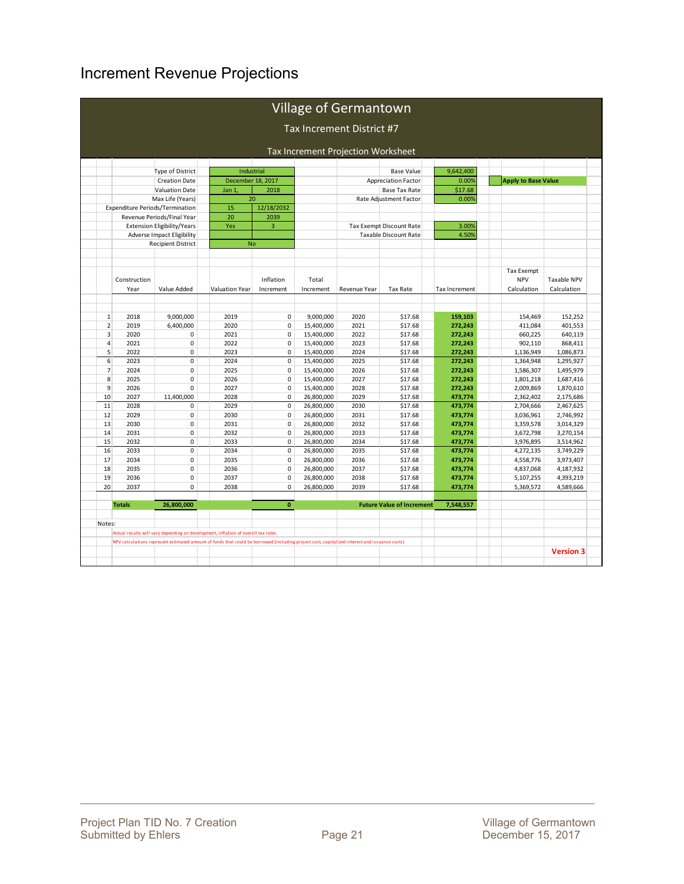# Increment Revenue Projections

## Village of Germantown

### Tax Increment District #7

### Tax Increment Projection Worksheet

| | | | |
|---|---|---|---|
| Type of District | Industrial | Base Value | 9,642,400 |
| Creation Date | December 18, 2017 | Appreciation Factor | 0.00% |
| Valuation Date | Jan 1, 2018 | Base Tax Rate | $17.68 |
| Max Life (Years) | 20 | Rate Adjustment Factor | 0.00% |
| Expenditure Periods/Termination | 15 / 12/18/2032 | | |
| Revenue Periods/Final Year | 20 / 2039 | | |
| Extension Eligibility/Years | Yes / 3 | Tax Exempt Discount Rate | 3.00% |
| Adverse Impact Eligibility | | Taxable Discount Rate | 4.50% |
| Recipient District | No | | |

Apply to Base Value

| | Construction Year | Value Added | Valuation Year | Inflation Increment | Total Increment | Revenue Year | Tax Rate | Tax Increment | Tax Exempt NPV Calculation | Taxable NPV Calculation |
|---|---|---|---|---|---|---|---|---|---|---|
| 1 | 2018 | 9,000,000 | 2019 | 0 | 9,000,000 | 2020 | $17.68 | 159,103 | 154,469 | 152,252 |
| 2 | 2019 | 6,400,000 | 2020 | 0 | 15,400,000 | 2021 | $17.68 | 272,243 | 411,084 | 401,553 |
| 3 | 2020 | 0 | 2021 | 0 | 15,400,000 | 2022 | $17.68 | 272,243 | 660,225 | 640,119 |
| 4 | 2021 | 0 | 2022 | 0 | 15,400,000 | 2023 | $17.68 | 272,243 | 902,110 | 868,411 |
| 5 | 2022 | 0 | 2023 | 0 | 15,400,000 | 2024 | $17.68 | 272,243 | 1,136,949 | 1,086,873 |
| 6 | 2023 | 0 | 2024 | 0 | 15,400,000 | 2025 | $17.68 | 272,243 | 1,364,948 | 1,295,927 |
| 7 | 2024 | 0 | 2025 | 0 | 15,400,000 | 2026 | $17.68 | 272,243 | 1,586,307 | 1,495,979 |
| 8 | 2025 | 0 | 2026 | 0 | 15,400,000 | 2027 | $17.68 | 272,243 | 1,801,218 | 1,687,416 |
| 9 | 2026 | 0 | 2027 | 0 | 15,400,000 | 2028 | $17.68 | 272,243 | 2,009,869 | 1,870,610 |
| 10 | 2027 | 11,400,000 | 2028 | 0 | 26,800,000 | 2029 | $17.68 | 473,774 | 2,362,402 | 2,175,686 |
| 11 | 2028 | 0 | 2029 | 0 | 26,800,000 | 2030 | $17.68 | 473,774 | 2,704,666 | 2,467,625 |
| 12 | 2029 | 0 | 2030 | 0 | 26,800,000 | 2031 | $17.68 | 473,774 | 3,036,961 | 2,746,992 |
| 13 | 2030 | 0 | 2031 | 0 | 26,800,000 | 2032 | $17.68 | 473,774 | 3,359,578 | 3,014,329 |
| 14 | 2031 | 0 | 2032 | 0 | 26,800,000 | 2033 | $17.68 | 473,774 | 3,672,798 | 3,270,154 |
| 15 | 2032 | 0 | 2033 | 0 | 26,800,000 | 2034 | $17.68 | 473,774 | 3,976,895 | 3,514,962 |
| 16 | 2033 | 0 | 2034 | 0 | 26,800,000 | 2035 | $17.68 | 473,774 | 4,272,135 | 3,749,229 |
| 17 | 2034 | 0 | 2035 | 0 | 26,800,000 | 2036 | $17.68 | 473,774 | 4,558,776 | 3,973,407 |
| 18 | 2035 | 0 | 2036 | 0 | 26,800,000 | 2037 | $17.68 | 473,774 | 4,837,068 | 4,187,932 |
| 19 | 2036 | 0 | 2037 | 0 | 26,800,000 | 2038 | $17.68 | 473,774 | 5,107,255 | 4,393,219 |
| 20 | 2037 | 0 | 2038 | 0 | 26,800,000 | 2039 | $17.68 | 473,774 | 5,369,572 | 4,589,666 |
| | **Totals** | **26,800,000** | | **0** | | | **Future Value of Increment** | **7,548,557** | | |

Notes:

Actual results will vary depending on development, inflation of overall tax rates.

NPV calculations represent estimated amount of funds that could be borrowed (including project cost, capitalized interest and issuance costs).

**Version 3**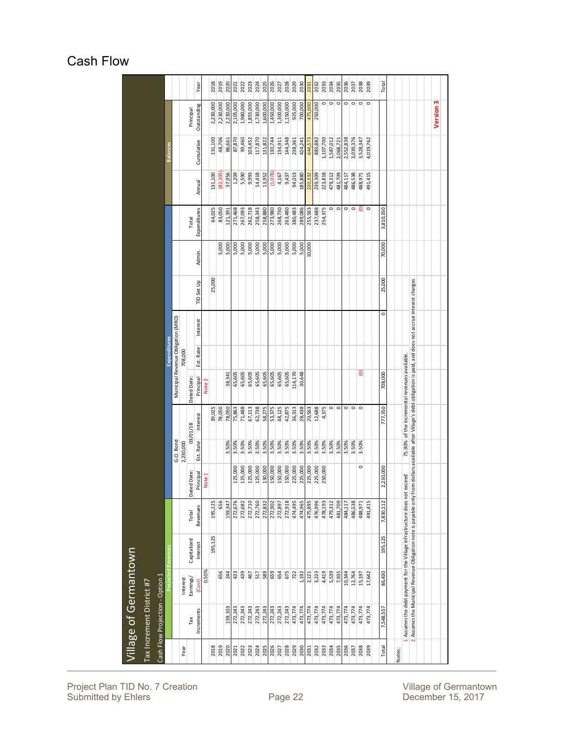## Cash Flow

**Village of Germantown**

Tax Increment District #7

Cash Flow Projection - Option 1

| | Projected Revenues | | | | Expenditures | | | | | | | | | | Balances | | | |
|---|---|---|---|---|---|---|---|---|---|---|---|---|---|---|---|---|---|---|
| | | | | | G.O. Bond | | | Municipal Revenue Obligation (MRO) | | | | | | | | | | |
| | | | | | 2,230,000 | | | 708,000 | | | | | | | | | | |
| | | Interest | | | Dated Date: | 03/01/18 | | Dated Date: | | | | | | | | | | |
| Year | Tax Increments | Earnings/ (Cost) | Capitalized Interest | Total Revenues | Principal | Est. Rate | Interest | Principal | Est. Rate | Interest | TID Set Up | Admin. | Total Expenditures | Annual | Cumulative | Principal Outstanding | Year |
| | | 0.50% | | | Note 1 | | | Note 2 | | | | | | | | | |
| 2018 | | | 195,125 | 195,125 | | | 39,025 | | | | 25,000 | | 64,025 | 131,100 | 131,100 | 2,230,000 | 2018 |
| 2019 | | 656 | | 656 | | | 78,050 | | | | | 5,000 | 83,050 | (82,395) | 48,706 | 2,230,000 | 2019 |
| 2020 | 159,103 | 244 | | 159,347 | | 3.50% | 78,050 | 38,341 | | | | 5,000 | 121,391 | 37,956 | 86,661 | 2,230,000 | 2020 |
| 2021 | 272,243 | 433 | | 272,676 | 125,000 | 3.50% | 75,863 | 65,605 | | | | 5,000 | 271,468 | 1,209 | 87,870 | 2,105,000 | 2021 |
| 2022 | 272,243 | 439 | | 272,682 | 125,000 | 3.50% | 71,488 | 65,605 | | | | 5,000 | 267,093 | 5,590 | 93,460 | 1,980,000 | 2022 |
| 2023 | 272,243 | 467 | | 272,710 | 125,000 | 3.50% | 67,113 | 65,605 | | | | 5,000 | 262,718 | 9,993 | 103,452 | 1,855,000 | 2023 |
| 2024 | 272,243 | 517 | | 272,760 | 125,000 | 3.50% | 62,738 | 65,605 | | | | 5,000 | 258,343 | 14,418 | 117,870 | 1,730,000 | 2024 |
| 2025 | 272,243 | 589 | | 272,832 | 130,000 | 3.50% | 58,275 | 65,605 | | | | 5,000 | 258,880 | 13,952 | 131,822 | 1,600,000 | 2025 |
| 2026 | 272,243 | 659 | | 272,902 | 150,000 | 3.50% | 53,375 | 65,605 | | | | 5,000 | 273,980 | (1,078) | 130,744 | 1,450,000 | 2026 |
| 2027 | 272,243 | 654 | | 272,897 | 150,000 | 3.50% | 48,125 | 65,605 | | | | 5,000 | 268,730 | 4,167 | 134,911 | 1,300,000 | 2027 |
| 2028 | 272,243 | 675 | | 272,918 | 150,000 | 3.50% | 42,875 | 65,605 | | | | 5,000 | 263,480 | 9,437 | 144,348 | 1,150,000 | 2028 |
| 2029 | 473,774 | 722 | | 474,495 | 225,000 | 3.50% | 36,313 | 114,170 | | | | 5,000 | 380,483 | 94,013 | 238,361 | 925,000 | 2029 |
| 2030 | 473,774 | 1,192 | | 474,965 | 225,000 | 3.50% | 28,438 | 30,648 | | | | 5,000 | 289,086 | 185,880 | 424,241 | 700,000 | 2030 |
| 2031 | 473,774 | 2,121 | | 475,895 | 225,000 | 3.50% | 20,563 | | | | | 10,000 | 255,563 | 220,332 | 644,573 | 475,000 | 2031 |
| 2032 | 473,774 | 3,223 | | 476,996 | 225,000 | 3.50% | 12,688 | | | | | | 237,688 | 239,309 | 883,882 | 250,000 | 2032 |
| 2033 | 473,774 | 4,419 | | 478,193 | 250,000 | 3.50% | 4,375 | | | | | | 254,375 | 223,818 | 1,107,700 | 0 | 2033 |
| 2034 | 473,774 | 5,539 | | 479,312 | | 3.50% | 0 | | | | | | 0 | 479,312 | 1,587,012 | 0 | 2034 |
| 2035 | 473,774 | 7,935 | | 481,709 | | 3.50% | 0 | | | | | | 0 | 481,709 | 2,068,721 | 0 | 2035 |
| 2036 | 473,774 | 10,344 | | 484,117 | | 3.50% | 0 | | | | | | 0 | 484,117 | 2,552,838 | 0 | 2036 |
| 2037 | 473,774 | 12,764 | | 486,538 | | 3.50% | 0 | | | | | | 0 | 486,538 | 3,039,376 | 0 | 2037 |
| 2038 | 473,774 | 15,197 | | 488,971 | 0 | 3.50% | 0 | (0) | | | | | (0) | 488,971 | 3,528,347 | 0 | 2038 |
| 2039 | 473,774 | 17,642 | | 491,415 | | | | | | | | | 0 | 491,415 | 4,019,762 | 0 | 2039 |
| Total | 7,548,557 | 86,430 | 195,125 | 7,830,112 | 2,230,000 | | 777,350 | 708,000 | | 0 | 25,000 | 70,000 | 3,810,350 | | | | Total |

Notes:

1 Assumes the debt payment for the Village infrastructure does not exceed 75.90% of the incremental revenues available.

2 Assumes the Municipal Revenue Obligation note is payable only from dollars available after Village's debt obligation is paid, and does not accrue interest charges

**Version 3**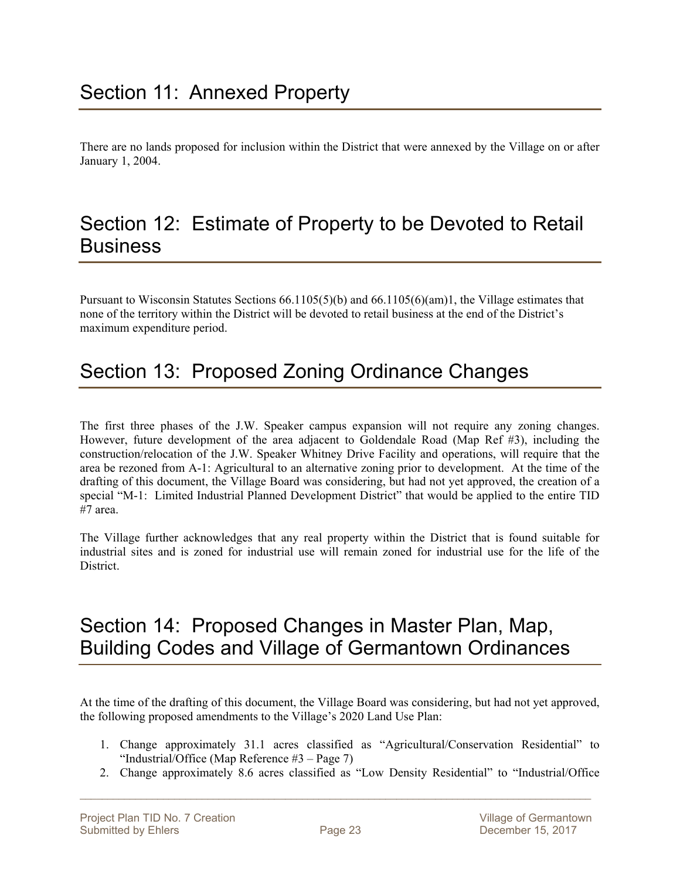# Section 11: Annexed Property

There are no lands proposed for inclusion within the District that were annexed by the Village on or after January 1, 2004.

# Section 12: Estimate of Property to be Devoted to Retail Business

Pursuant to Wisconsin Statutes Sections 66.1105(5)(b) and 66.1105(6)(am)1, the Village estimates that none of the territory within the District will be devoted to retail business at the end of the District's maximum expenditure period.

# Section 13: Proposed Zoning Ordinance Changes

The first three phases of the J.W. Speaker campus expansion will not require any zoning changes. However, future development of the area adjacent to Goldendale Road (Map Ref #3), including the construction/relocation of the J.W. Speaker Whitney Drive Facility and operations, will require that the area be rezoned from A-1: Agricultural to an alternative zoning prior to development. At the time of the drafting of this document, the Village Board was considering, but had not yet approved, the creation of a special "M-1: Limited Industrial Planned Development District" that would be applied to the entire TID #7 area.

The Village further acknowledges that any real property within the District that is found suitable for industrial sites and is zoned for industrial use will remain zoned for industrial use for the life of the District.

# Section 14: Proposed Changes in Master Plan, Map, Building Codes and Village of Germantown Ordinances

At the time of the drafting of this document, the Village Board was considering, but had not yet approved, the following proposed amendments to the Village's 2020 Land Use Plan:

1. Change approximately 31.1 acres classified as "Agricultural/Conservation Residential" to "Industrial/Office (Map Reference #3 – Page 7)
2. Change approximately 8.6 acres classified as "Low Density Residential" to "Industrial/Office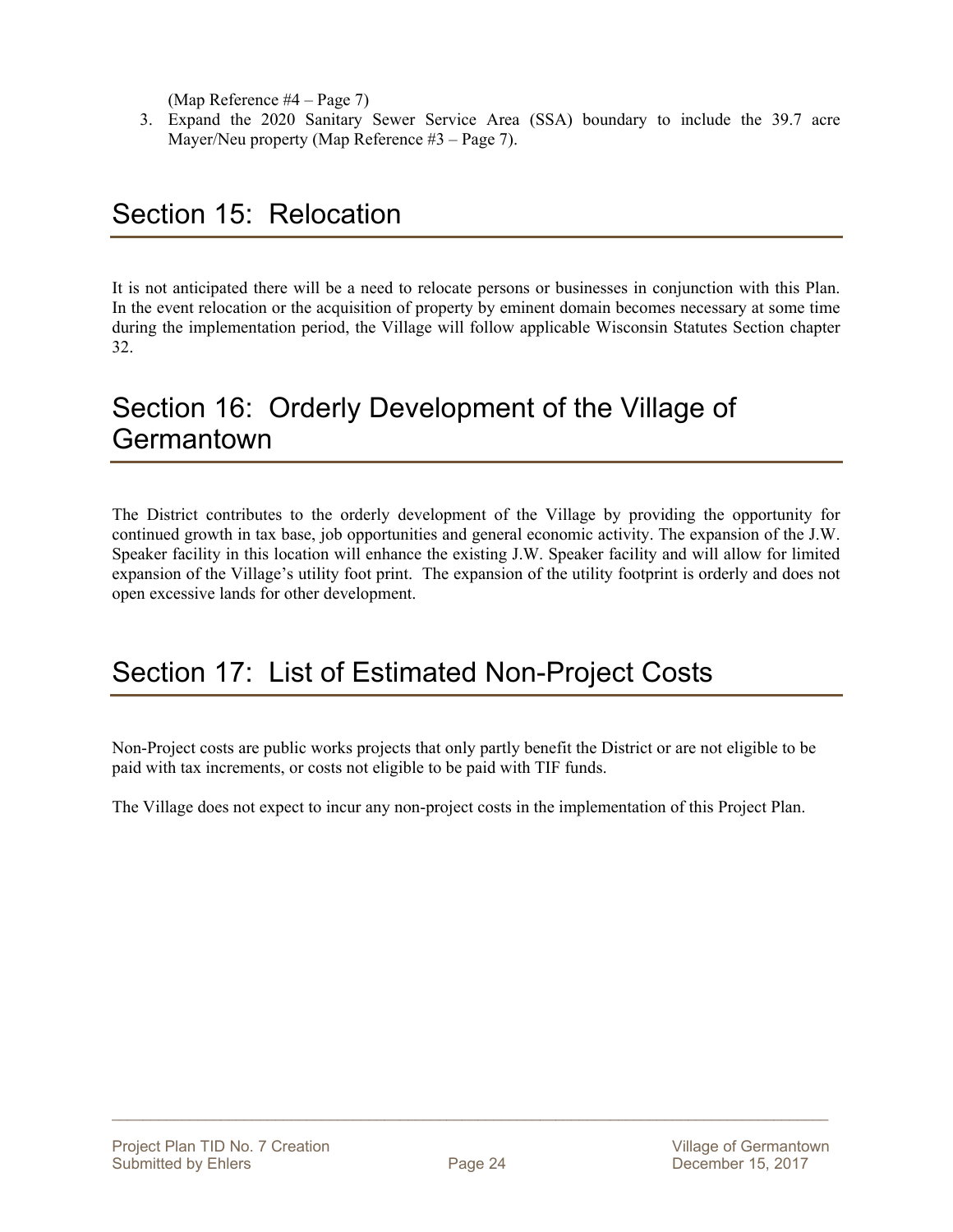(Map Reference #4 – Page 7)

3. Expand the 2020 Sanitary Sewer Service Area (SSA) boundary to include the 39.7 acre Mayer/Neu property (Map Reference #3 – Page 7).

# Section 15: Relocation

It is not anticipated there will be a need to relocate persons or businesses in conjunction with this Plan. In the event relocation or the acquisition of property by eminent domain becomes necessary at some time during the implementation period, the Village will follow applicable Wisconsin Statutes Section chapter 32.

# Section 16: Orderly Development of the Village of Germantown

The District contributes to the orderly development of the Village by providing the opportunity for continued growth in tax base, job opportunities and general economic activity. The expansion of the J.W. Speaker facility in this location will enhance the existing J.W. Speaker facility and will allow for limited expansion of the Village's utility foot print. The expansion of the utility footprint is orderly and does not open excessive lands for other development.

# Section 17: List of Estimated Non-Project Costs

Non-Project costs are public works projects that only partly benefit the District or are not eligible to be paid with tax increments, or costs not eligible to be paid with TIF funds.

The Village does not expect to incur any non-project costs in the implementation of this Project Plan.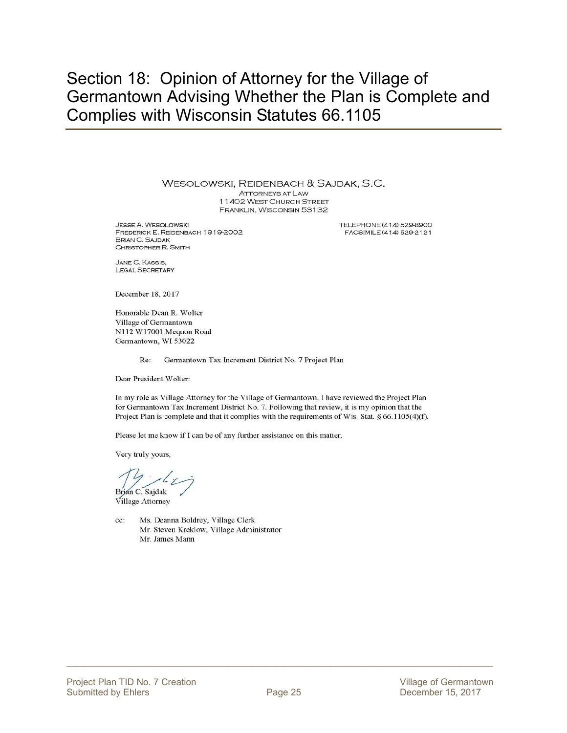# Section 18: Opinion of Attorney for the Village of Germantown Advising Whether the Plan is Complete and Complies with Wisconsin Statutes 66.1105

WESOLOWSKI, REIDENBACH & SAJDAK, S.C.
ATTORNEYS AT LAW
11402 WEST CHURCH STREET
FRANKLIN, WISCONSIN 53132

JESSE A. WESOLOWSKI
FREDERICK E. REIDENBACH 1919-2002
BRIAN C. SAJDAK
CHRISTOPHER R. SMITH

TELEPHONE (414) 529-8900
FACSIMILE (414) 529-2121

JANE C. KASSIS,
LEGAL SECRETARY

December 18, 2017

Honorable Dean R. Wolter
Village of Germantown
N112 W17001 Mequon Road
Germantown, WI 53022

Re: Germantown Tax Increment District No. 7 Project Plan

Dear President Wolter:

In my role as Village Attorney for the Village of Germantown, I have reviewed the Project Plan for Germantown Tax Increment District No. 7. Following that review, it is my opinion that the Project Plan is complete and that it complies with the requirements of Wis. Stat. § 66.1105(4)(f).

Please let me know if I can be of any further assistance on this matter.

Very truly yours,

Brian C. Sajdak
Village Attorney

cc: Ms. Deanna Boldrey, Village Clerk
Mr. Steven Kreklow, Village Administrator
Mr. James Mann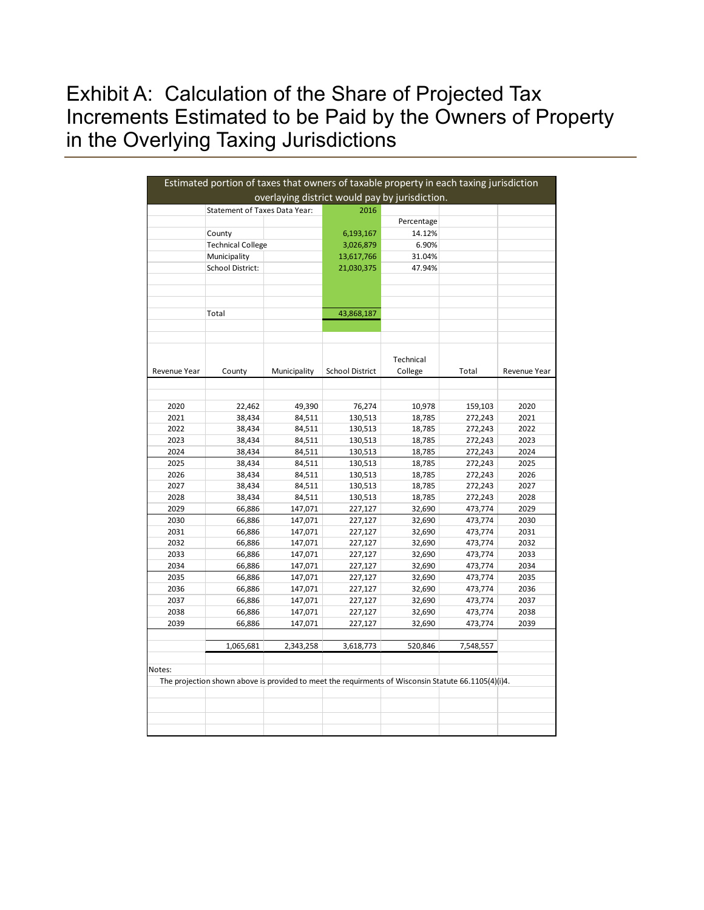# Exhibit A: Calculation of the Share of Projected Tax Increments Estimated to be Paid by the Owners of Property in the Overlying Taxing Jurisdictions

Estimated portion of taxes that owners of taxable property in each taxing jurisdiction overlaying district would pay by jurisdiction.

| Statement of Taxes Data Year: | 2016 | Percentage |
|---|---|---|
| County | 6,193,167 | 14.12% |
| Technical College | 3,026,879 | 6.90% |
| Municipality | 13,617,766 | 31.04% |
| School District: | 21,030,375 | 47.94% |
| Total | 43,868,187 | |

| Revenue Year | County | Municipality | School District | Technical College | Total | Revenue Year |
|---|---|---|---|---|---|---|
| 2020 | 22,462 | 49,390 | 76,274 | 10,978 | 159,103 | 2020 |
| 2021 | 38,434 | 84,511 | 130,513 | 18,785 | 272,243 | 2021 |
| 2022 | 38,434 | 84,511 | 130,513 | 18,785 | 272,243 | 2022 |
| 2023 | 38,434 | 84,511 | 130,513 | 18,785 | 272,243 | 2023 |
| 2024 | 38,434 | 84,511 | 130,513 | 18,785 | 272,243 | 2024 |
| 2025 | 38,434 | 84,511 | 130,513 | 18,785 | 272,243 | 2025 |
| 2026 | 38,434 | 84,511 | 130,513 | 18,785 | 272,243 | 2026 |
| 2027 | 38,434 | 84,511 | 130,513 | 18,785 | 272,243 | 2027 |
| 2028 | 38,434 | 84,511 | 130,513 | 18,785 | 272,243 | 2028 |
| 2029 | 66,886 | 147,071 | 227,127 | 32,690 | 473,774 | 2029 |
| 2030 | 66,886 | 147,071 | 227,127 | 32,690 | 473,774 | 2030 |
| 2031 | 66,886 | 147,071 | 227,127 | 32,690 | 473,774 | 2031 |
| 2032 | 66,886 | 147,071 | 227,127 | 32,690 | 473,774 | 2032 |
| 2033 | 66,886 | 147,071 | 227,127 | 32,690 | 473,774 | 2033 |
| 2034 | 66,886 | 147,071 | 227,127 | 32,690 | 473,774 | 2034 |
| 2035 | 66,886 | 147,071 | 227,127 | 32,690 | 473,774 | 2035 |
| 2036 | 66,886 | 147,071 | 227,127 | 32,690 | 473,774 | 2036 |
| 2037 | 66,886 | 147,071 | 227,127 | 32,690 | 473,774 | 2037 |
| 2038 | 66,886 | 147,071 | 227,127 | 32,690 | 473,774 | 2038 |
| 2039 | 66,886 | 147,071 | 227,127 | 32,690 | 473,774 | 2039 |
| | 1,065,681 | 2,343,258 | 3,618,773 | 520,846 | 7,548,557 | |

Notes:

The projection shown above is provided to meet the requirments of Wisconsin Statute 66.1105(4)(i)4.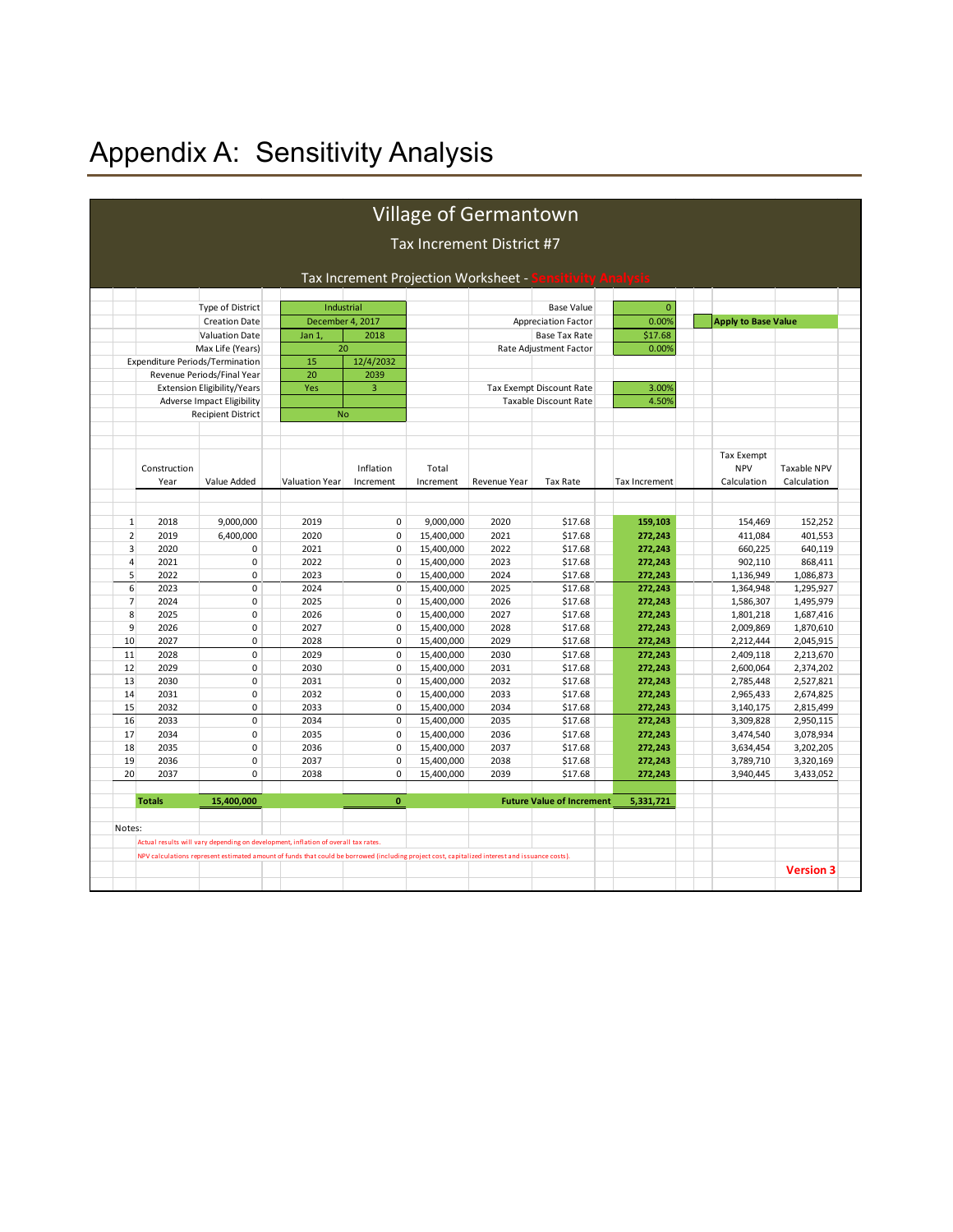# Appendix A: Sensitivity Analysis

## Village of Germantown

### Tax Increment District #7

#### Tax Increment Projection Worksheet - Sensitivity Analysis

| | | | |
|---|---|---|---|
| Type of District | Industrial | Base Value | 0 |
| Creation Date | December 4, 2017 | Appreciation Factor | 0.00% |
| Valuation Date | Jan 1, 2018 | Base Tax Rate | $17.68 |
| Max Life (Years) | 20 | Rate Adjustment Factor | 0.00% |
| Expenditure Periods/Termination | 15 / 12/4/2032 | | |
| Revenue Periods/Final Year | 20 / 2039 | | |
| Extension Eligibility/Years | Yes / 3 | Tax Exempt Discount Rate | 3.00% |
| Adverse Impact Eligibility | | Taxable Discount Rate | 4.50% |
| Recipient District | No | | |

Apply to Base Value

| | Construction Year | Value Added | Valuation Year | Inflation Increment | Total Increment | Revenue Year | Tax Rate | Tax Increment | Tax Exempt NPV Calculation | Taxable NPV Calculation |
|---|---|---|---|---|---|---|---|---|---|---|
| 1 | 2018 | 9,000,000 | 2019 | 0 | 9,000,000 | 2020 | $17.68 | 159,103 | 154,469 | 152,252 |
| 2 | 2019 | 6,400,000 | 2020 | 0 | 15,400,000 | 2021 | $17.68 | 272,243 | 411,084 | 401,553 |
| 3 | 2020 | 0 | 2021 | 0 | 15,400,000 | 2022 | $17.68 | 272,243 | 660,225 | 640,119 |
| 4 | 2021 | 0 | 2022 | 0 | 15,400,000 | 2023 | $17.68 | 272,243 | 902,110 | 868,411 |
| 5 | 2022 | 0 | 2023 | 0 | 15,400,000 | 2024 | $17.68 | 272,243 | 1,136,949 | 1,086,873 |
| 6 | 2023 | 0 | 2024 | 0 | 15,400,000 | 2025 | $17.68 | 272,243 | 1,364,948 | 1,295,927 |
| 7 | 2024 | 0 | 2025 | 0 | 15,400,000 | 2026 | $17.68 | 272,243 | 1,586,307 | 1,495,979 |
| 8 | 2025 | 0 | 2026 | 0 | 15,400,000 | 2027 | $17.68 | 272,243 | 1,801,218 | 1,687,416 |
| 9 | 2026 | 0 | 2027 | 0 | 15,400,000 | 2028 | $17.68 | 272,243 | 2,009,869 | 1,870,610 |
| 10 | 2027 | 0 | 2028 | 0 | 15,400,000 | 2029 | $17.68 | 272,243 | 2,212,444 | 2,045,915 |
| 11 | 2028 | 0 | 2029 | 0 | 15,400,000 | 2030 | $17.68 | 272,243 | 2,409,118 | 2,213,670 |
| 12 | 2029 | 0 | 2030 | 0 | 15,400,000 | 2031 | $17.68 | 272,243 | 2,600,064 | 2,374,202 |
| 13 | 2030 | 0 | 2031 | 0 | 15,400,000 | 2032 | $17.68 | 272,243 | 2,785,448 | 2,527,821 |
| 14 | 2031 | 0 | 2032 | 0 | 15,400,000 | 2033 | $17.68 | 272,243 | 2,965,433 | 2,674,825 |
| 15 | 2032 | 0 | 2033 | 0 | 15,400,000 | 2034 | $17.68 | 272,243 | 3,140,175 | 2,815,499 |
| 16 | 2033 | 0 | 2034 | 0 | 15,400,000 | 2035 | $17.68 | 272,243 | 3,309,828 | 2,950,115 |
| 17 | 2034 | 0 | 2035 | 0 | 15,400,000 | 2036 | $17.68 | 272,243 | 3,474,540 | 3,078,934 |
| 18 | 2035 | 0 | 2036 | 0 | 15,400,000 | 2037 | $17.68 | 272,243 | 3,634,454 | 3,202,205 |
| 19 | 2036 | 0 | 2037 | 0 | 15,400,000 | 2038 | $17.68 | 272,243 | 3,789,710 | 3,320,169 |
| 20 | 2037 | 0 | 2038 | 0 | 15,400,000 | 2039 | $17.68 | 272,243 | 3,940,445 | 3,433,052 |
| | **Totals** | **15,400,000** | | **0** | | **Future Value of Increment** | | **5,331,721** | | |

Notes:

Actual results will vary depending on development, inflation of overall tax rates.

NPV calculations represent estimated amount of funds that could be borrowed (including project cost, capitalized interest and issuance costs).

**Version 3**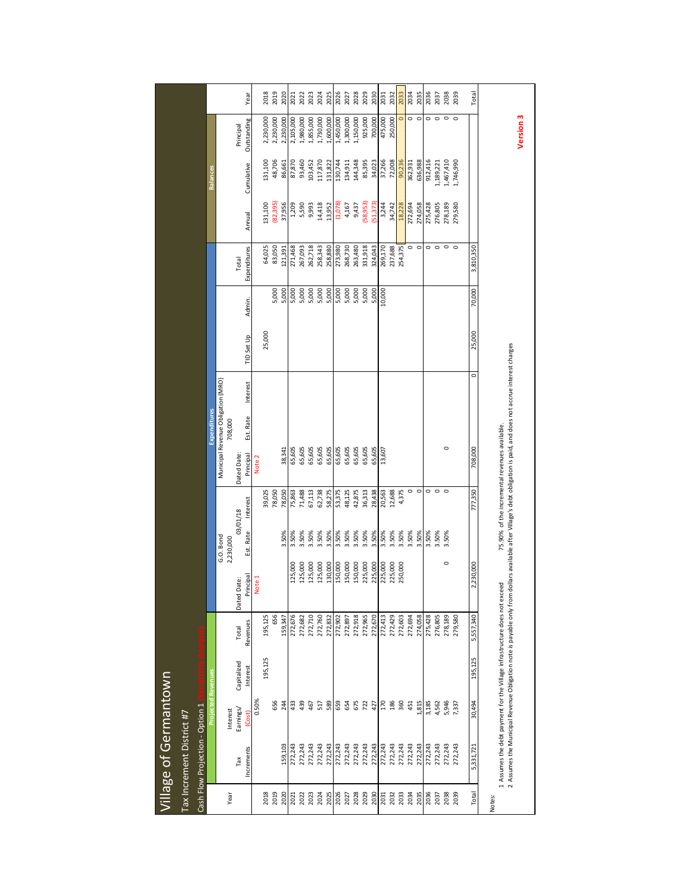# Village of Germantown

## Tax Increment District #7

### Cash Flow Projection - Option 1 (Sensitivity Analysis)

| Year | Projected Revenues | | | | Expenditures | | | | | | | | | | Balances | | | Year |
|---|---|---|---|---|---|---|---|---|---|---|---|---|---|---|---|---|---|---|
| | | | | | G.O. Bond 2,230,000 | | | Municipal Revenue Obligation (MRO) 708,000 | | | | | | | | | | |
| | Tax Increments | Interest Earnings/ (Cost) | Capitalized Interest | Total Revenues | Dated Date: 03/01/18 Principal | Est. Rate | Interest | Dated Date: Principal | Est. Rate | Interest | TID Set Up | Admin. | Total Expenditures | | Annual | Cumulative | Principal Outstanding | |
| | | 0.50% | | | Note 1 | | | Note 2 | | | | | | | | | | |
| 2018 | | | 195,125 | 195,125 | | | 39,025 | | | | 25,000 | | 64,025 | | 131,100 | 131,100 | 2,230,000 | 2018 |
| 2019 | | 656 | | 656 | | | 78,050 | | | | | 5,000 | 83,050 | | (82,395) | 48,706 | 2,230,000 | 2019 |
| 2020 | 159,103 | 244 | | 159,347 | | 3.50% | 78,050 | 38,341 | | | | 5,000 | 121,391 | | 37,956 | 86,661 | 2,230,000 | 2020 |
| 2021 | 272,243 | 433 | | 272,676 | 125,000 | 3.50% | 75,863 | 65,605 | | | | 5,000 | 271,468 | | 1,209 | 87,870 | 2,105,000 | 2021 |
| 2022 | 272,243 | 439 | | 272,682 | 125,000 | 3.50% | 71,488 | 65,605 | | | | 5,000 | 267,093 | | 5,590 | 93,460 | 1,980,000 | 2022 |
| 2023 | 272,243 | 467 | | 272,710 | 125,000 | 3.50% | 67,113 | 65,605 | | | | 5,000 | 262,718 | | 9,993 | 103,452 | 1,855,000 | 2023 |
| 2024 | 272,243 | 517 | | 272,760 | 125,000 | 3.50% | 62,738 | 65,605 | | | | 5,000 | 258,343 | | 14,418 | 117,870 | 1,730,000 | 2024 |
| 2025 | 272,243 | 589 | | 272,832 | 130,000 | 3.50% | 58,275 | 65,605 | | | | 5,000 | 258,880 | | 13,952 | 131,822 | 1,600,000 | 2025 |
| 2026 | 272,243 | 659 | | 272,902 | 150,000 | 3.50% | 53,375 | 65,605 | | | | 5,000 | 273,980 | | (1,078) | 130,744 | 1,450,000 | 2026 |
| 2027 | 272,243 | 654 | | 272,897 | 150,000 | 3.50% | 48,125 | 65,605 | | | | 5,000 | 268,730 | | 4,167 | 134,911 | 1,300,000 | 2027 |
| 2028 | 272,243 | 675 | | 272,918 | 150,000 | 3.50% | 42,875 | 65,605 | | | | 5,000 | 263,480 | | 9,437 | 144,348 | 1,150,000 | 2028 |
| 2029 | 272,243 | 722 | | 272,965 | 225,000 | 3.50% | 36,313 | 65,605 | | | | 5,000 | 331,918 | | (58,953) | 85,395 | 925,000 | 2029 |
| 2030 | 272,243 | 427 | | 272,670 | 225,000 | 3.50% | 28,438 | 65,605 | | | | 5,000 | 324,043 | | (51,373) | 34,023 | 700,000 | 2030 |
| 2031 | 272,243 | 170 | | 272,413 | 225,000 | 3.50% | 20,563 | 13,607 | | | | 10,000 | 269,170 | | 3,244 | 37,266 | 475,000 | 2031 |
| 2032 | 272,243 | 186 | | 272,429 | 225,000 | 3.50% | 12,688 | | | | | | 237,688 | | 34,742 | 72,008 | 250,000 | 2032 |
| 2033 | 272,243 | 360 | | 272,603 | 250,000 | 3.50% | 4,375 | | | | | | 254,375 | | 18,228 | 90,236 | 0 | 2033 |
| 2034 | 272,243 | 451 | | 272,694 | | 3.50% | 0 | | | | | | 0 | | 272,694 | 362,931 | 0 | 2034 |
| 2035 | 272,243 | 1,815 | | 274,058 | | 3.50% | 0 | | | | | | 0 | | 274,058 | 636,988 | 0 | 2035 |
| 2036 | 272,243 | 3,185 | | 275,428 | | 3.50% | 0 | | | | | | 0 | | 275,428 | 912,416 | 0 | 2036 |
| 2037 | 272,243 | 4,562 | | 276,805 | | 3.50% | 0 | | | | | | 0 | | 276,805 | 1,189,221 | 0 | 2037 |
| 2038 | 272,243 | 5,946 | | 278,189 | 0 | 3.50% | 0 | 0 | | | | | 0 | | 278,189 | 1,467,410 | 0 | 2038 |
| 2039 | 272,243 | 7,337 | | 279,580 | | | | | | | | | 0 | | 279,580 | 1,746,990 | 0 | 2039 |
| Total | 5,331,721 | 30,494 | 195,125 | 5,557,340 | 2,230,000 | | 777,350 | 708,000 | | 0 | 25,000 | 70,000 | 3,810,350 | | | | | Total |

Notes:

1 Assumes the debt payment for the Village infrastructure does not exceed 75.90% of the incremental revenues available.

2 Assumes the Municipal Revenue Obligation note is payable only from dollars available after Village's debt obligation is paid, and does not accrue interest charges

**Version 3**